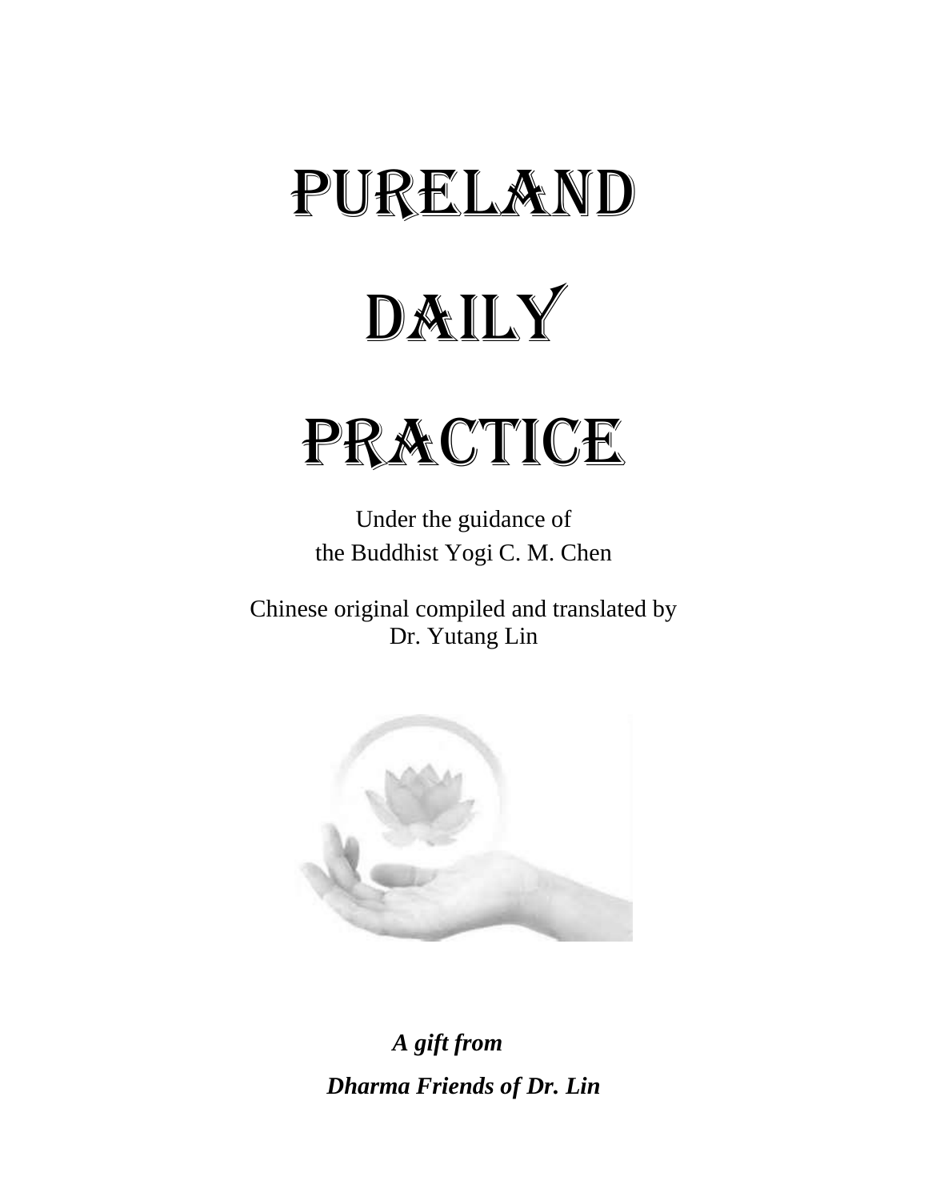# PURELAND DAILY PRACTICE

Under the guidance of
the Buddhist Yogi C. M. Chen

Chinese original compiled and translated by
Dr. Yutang Lin

***A gift from***

***Dharma Friends of Dr. Lin***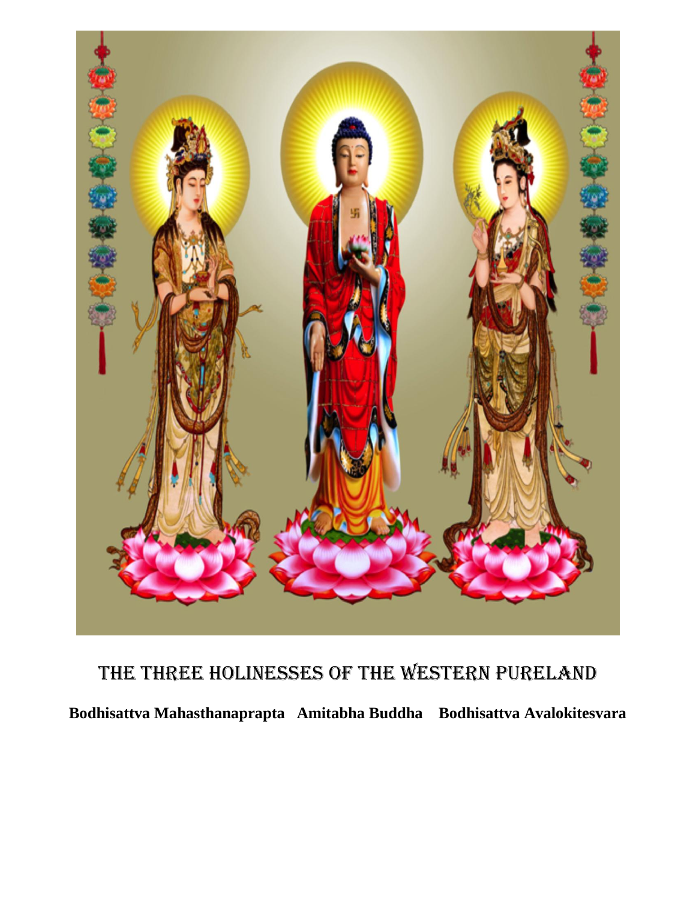# THE THREE HOLINESSES OF THE WESTERN PURELAND

**Bodhisattva Mahasthanaprapta   Amitabha Buddha   Bodhisattva Avalokitesvara**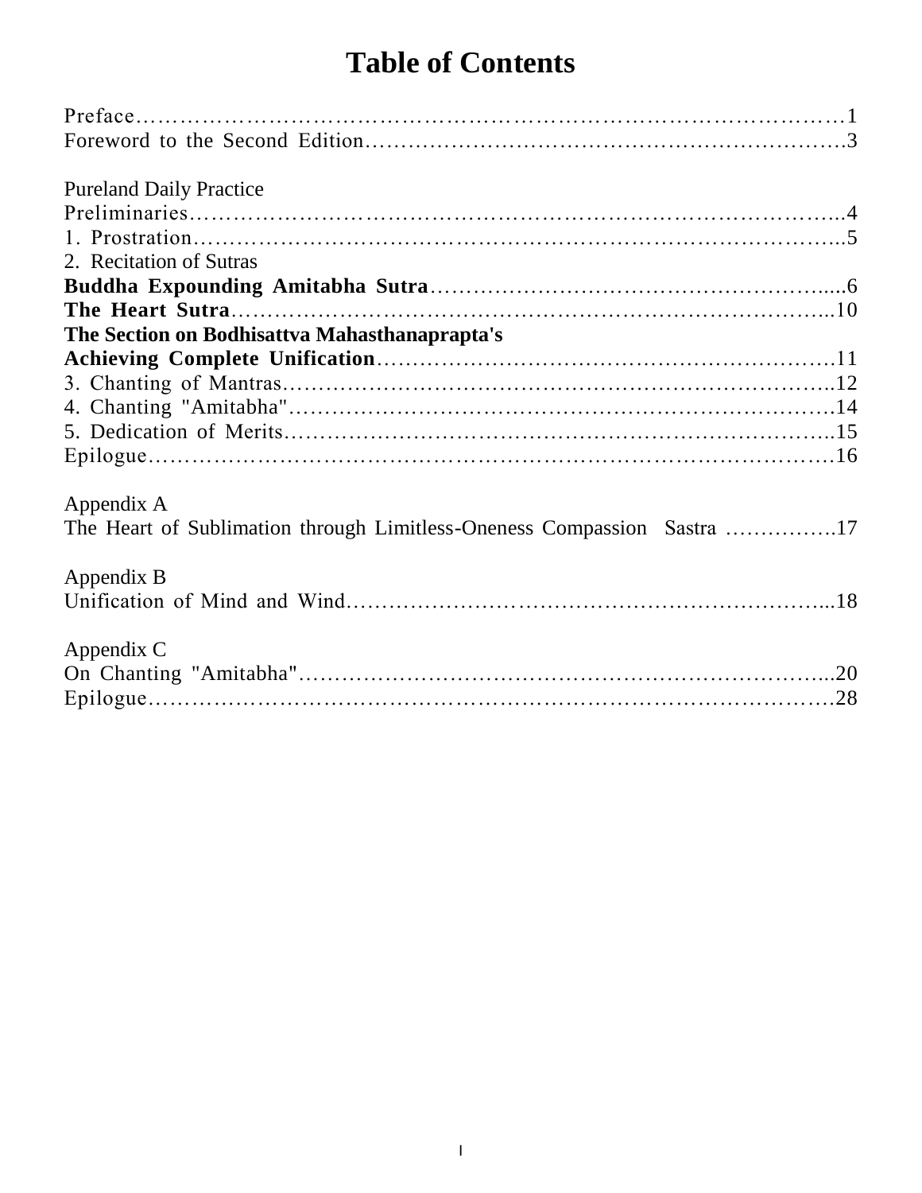# Table of Contents

Preface……………………………………………………………………………………1
Foreword to the Second Edition…………………………………………………………3

Pureland Daily Practice
Preliminaries………………………………………………………………………………4
1. Prostration………………………………………………………………………………5
2. Recitation of Sutras
**Buddha Expounding Amitabha Sutra**……………………………………………………6
**The Heart Sutra**…………………………………………………………………………10
**The Section on Bodhisattva Mahasthanaprapta's**
**Achieving Complete Unification**…………………………………………………………11
3. Chanting of Mantras……………………………………………………………………12
4. Chanting "Amitabha"……………………………………………………………………14
5. Dedication of Merits……………………………………………………………………15
Epilogue……………………………………………………………………………………16

Appendix A
The Heart of Sublimation through Limitless-Oneness Compassion Sastra …………….17

Appendix B
Unification of Mind and Wind……………………………………………………………18

Appendix C
On Chanting "Amitabha"…………………………………………………………………20
Epilogue……………………………………………………………………………………28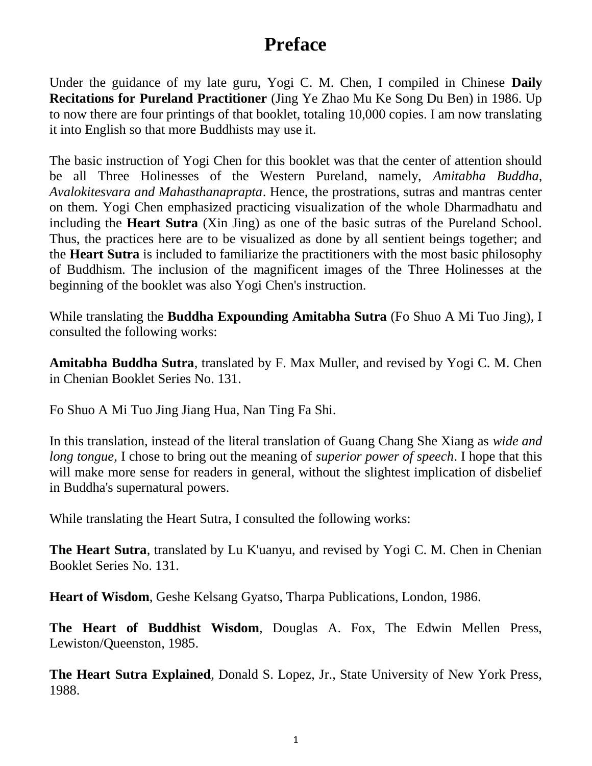# Preface

Under the guidance of my late guru, Yogi C. M. Chen, I compiled in Chinese **Daily Recitations for Pureland Practitioner** (Jing Ye Zhao Mu Ke Song Du Ben) in 1986. Up to now there are four printings of that booklet, totaling 10,000 copies. I am now translating it into English so that more Buddhists may use it.

The basic instruction of Yogi Chen for this booklet was that the center of attention should be all Three Holinesses of the Western Pureland, namely, *Amitabha Buddha, Avalokitesvara and Mahasthanaprapta*. Hence, the prostrations, sutras and mantras center on them. Yogi Chen emphasized practicing visualization of the whole Dharmadhatu and including the **Heart Sutra** (Xin Jing) as one of the basic sutras of the Pureland School. Thus, the practices here are to be visualized as done by all sentient beings together; and the **Heart Sutra** is included to familiarize the practitioners with the most basic philosophy of Buddhism. The inclusion of the magnificent images of the Three Holinesses at the beginning of the booklet was also Yogi Chen's instruction.

While translating the **Buddha Expounding Amitabha Sutra** (Fo Shuo A Mi Tuo Jing), I consulted the following works:

**Amitabha Buddha Sutra**, translated by F. Max Muller, and revised by Yogi C. M. Chen in Chenian Booklet Series No. 131.

Fo Shuo A Mi Tuo Jing Jiang Hua, Nan Ting Fa Shi.

In this translation, instead of the literal translation of Guang Chang She Xiang as *wide and long tongue*, I chose to bring out the meaning of *superior power of speech*. I hope that this will make more sense for readers in general, without the slightest implication of disbelief in Buddha's supernatural powers.

While translating the Heart Sutra, I consulted the following works:

**The Heart Sutra**, translated by Lu K'uanyu, and revised by Yogi C. M. Chen in Chenian Booklet Series No. 131.

**Heart of Wisdom**, Geshe Kelsang Gyatso, Tharpa Publications, London, 1986.

**The Heart of Buddhist Wisdom**, Douglas A. Fox, The Edwin Mellen Press, Lewiston/Queenston, 1985.

**The Heart Sutra Explained**, Donald S. Lopez, Jr., State University of New York Press, 1988.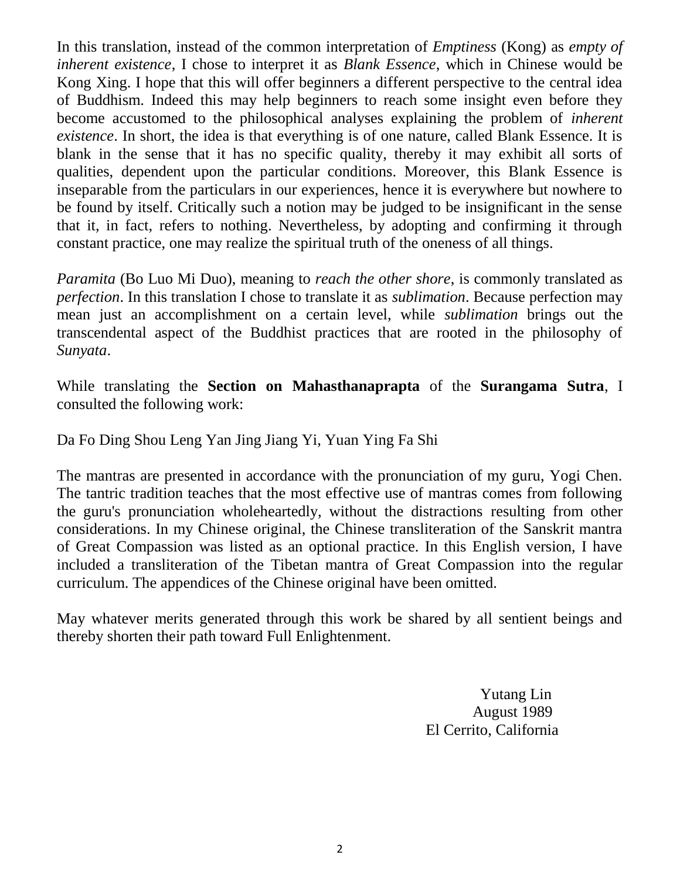In this translation, instead of the common interpretation of *Emptiness* (Kong) as *empty of inherent existence*, I chose to interpret it as *Blank Essence*, which in Chinese would be Kong Xing. I hope that this will offer beginners a different perspective to the central idea of Buddhism. Indeed this may help beginners to reach some insight even before they become accustomed to the philosophical analyses explaining the problem of *inherent existence*. In short, the idea is that everything is of one nature, called Blank Essence. It is blank in the sense that it has no specific quality, thereby it may exhibit all sorts of qualities, dependent upon the particular conditions. Moreover, this Blank Essence is inseparable from the particulars in our experiences, hence it is everywhere but nowhere to be found by itself. Critically such a notion may be judged to be insignificant in the sense that it, in fact, refers to nothing. Nevertheless, by adopting and confirming it through constant practice, one may realize the spiritual truth of the oneness of all things.

*Paramita* (Bo Luo Mi Duo), meaning to *reach the other shore*, is commonly translated as *perfection*. In this translation I chose to translate it as *sublimation*. Because perfection may mean just an accomplishment on a certain level, while *sublimation* brings out the transcendental aspect of the Buddhist practices that are rooted in the philosophy of *Sunyata*.

While translating the **Section on Mahasthanaprapta** of the **Surangama Sutra**, I consulted the following work:

Da Fo Ding Shou Leng Yan Jing Jiang Yi, Yuan Ying Fa Shi

The mantras are presented in accordance with the pronunciation of my guru, Yogi Chen. The tantric tradition teaches that the most effective use of mantras comes from following the guru's pronunciation wholeheartedly, without the distractions resulting from other considerations. In my Chinese original, the Chinese transliteration of the Sanskrit mantra of Great Compassion was listed as an optional practice. In this English version, I have included a transliteration of the Tibetan mantra of Great Compassion into the regular curriculum. The appendices of the Chinese original have been omitted.

May whatever merits generated through this work be shared by all sentient beings and thereby shorten their path toward Full Enlightenment.

Yutang Lin
August 1989
El Cerrito, California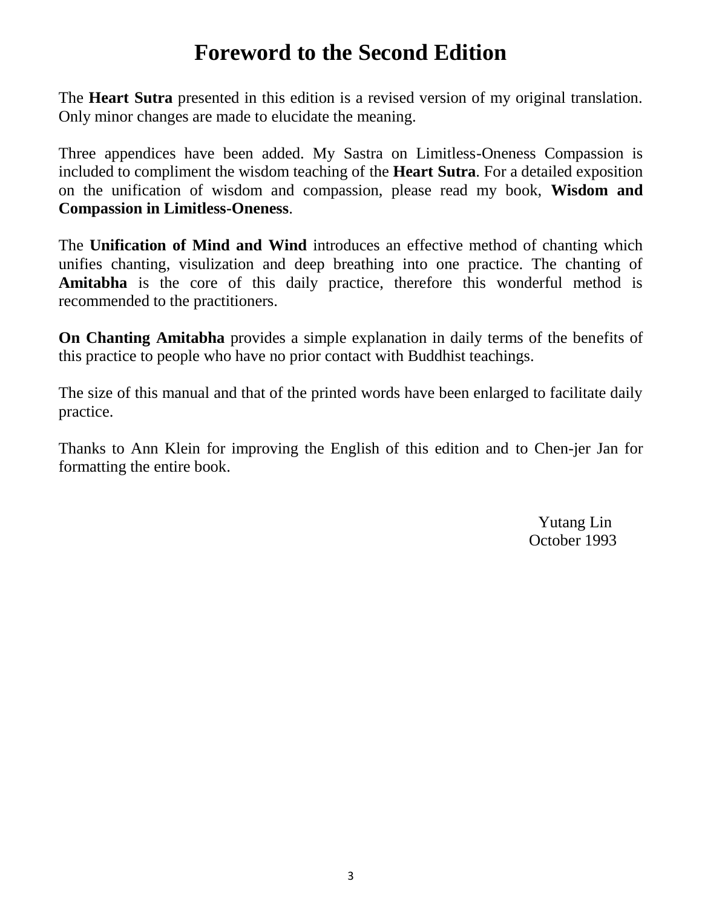# Foreword to the Second Edition

The **Heart Sutra** presented in this edition is a revised version of my original translation. Only minor changes are made to elucidate the meaning.

Three appendices have been added. My Sastra on Limitless-Oneness Compassion is included to compliment the wisdom teaching of the **Heart Sutra**. For a detailed exposition on the unification of wisdom and compassion, please read my book, **Wisdom and Compassion in Limitless-Oneness**.

The **Unification of Mind and Wind** introduces an effective method of chanting which unifies chanting, visulization and deep breathing into one practice. The chanting of **Amitabha** is the core of this daily practice, therefore this wonderful method is recommended to the practitioners.

**On Chanting Amitabha** provides a simple explanation in daily terms of the benefits of this practice to people who have no prior contact with Buddhist teachings.

The size of this manual and that of the printed words have been enlarged to facilitate daily practice.

Thanks to Ann Klein for improving the English of this edition and to Chen-jer Jan for formatting the entire book.

Yutang Lin
October 1993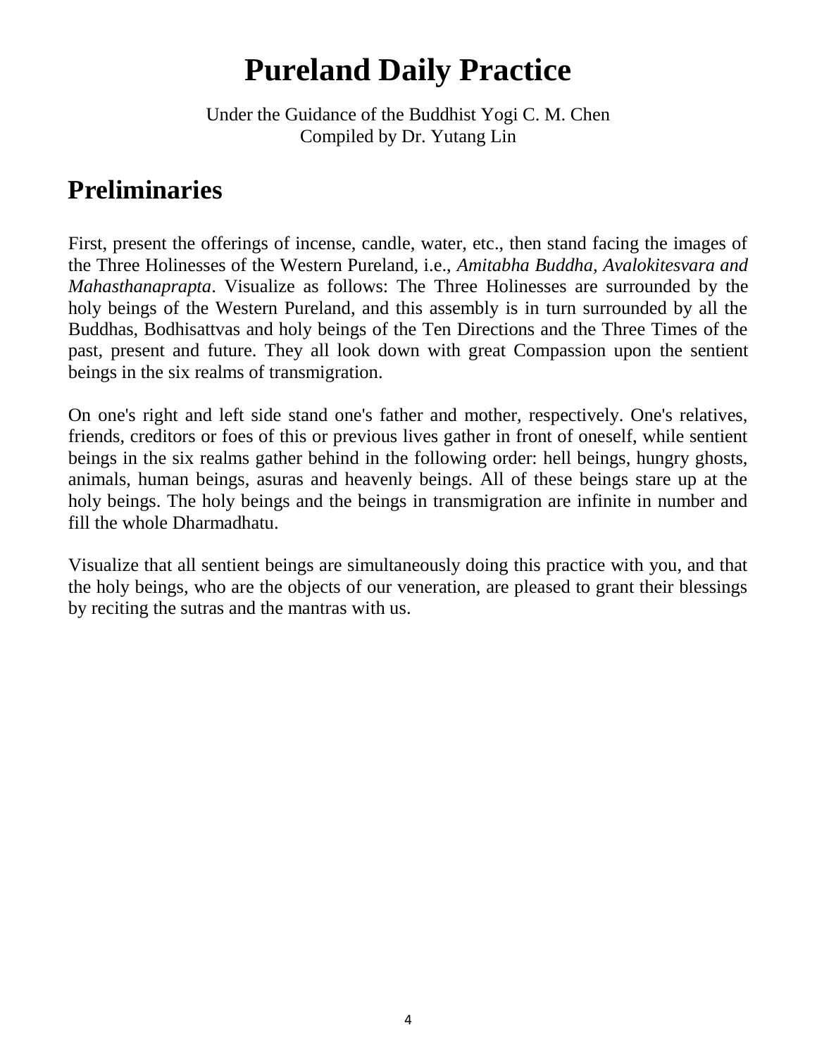# Pureland Daily Practice

Under the Guidance of the Buddhist Yogi C. M. Chen
Compiled by Dr. Yutang Lin

## Preliminaries

First, present the offerings of incense, candle, water, etc., then stand facing the images of the Three Holinesses of the Western Pureland, i.e., *Amitabha Buddha, Avalokitesvara and Mahasthanaprapta*. Visualize as follows: The Three Holinesses are surrounded by the holy beings of the Western Pureland, and this assembly is in turn surrounded by all the Buddhas, Bodhisattvas and holy beings of the Ten Directions and the Three Times of the past, present and future. They all look down with great Compassion upon the sentient beings in the six realms of transmigration.

On one's right and left side stand one's father and mother, respectively. One's relatives, friends, creditors or foes of this or previous lives gather in front of oneself, while sentient beings in the six realms gather behind in the following order: hell beings, hungry ghosts, animals, human beings, asuras and heavenly beings. All of these beings stare up at the holy beings. The holy beings and the beings in transmigration are infinite in number and fill the whole Dharmadhatu.

Visualize that all sentient beings are simultaneously doing this practice with you, and that the holy beings, who are the objects of our veneration, are pleased to grant their blessings by reciting the sutras and the mantras with us.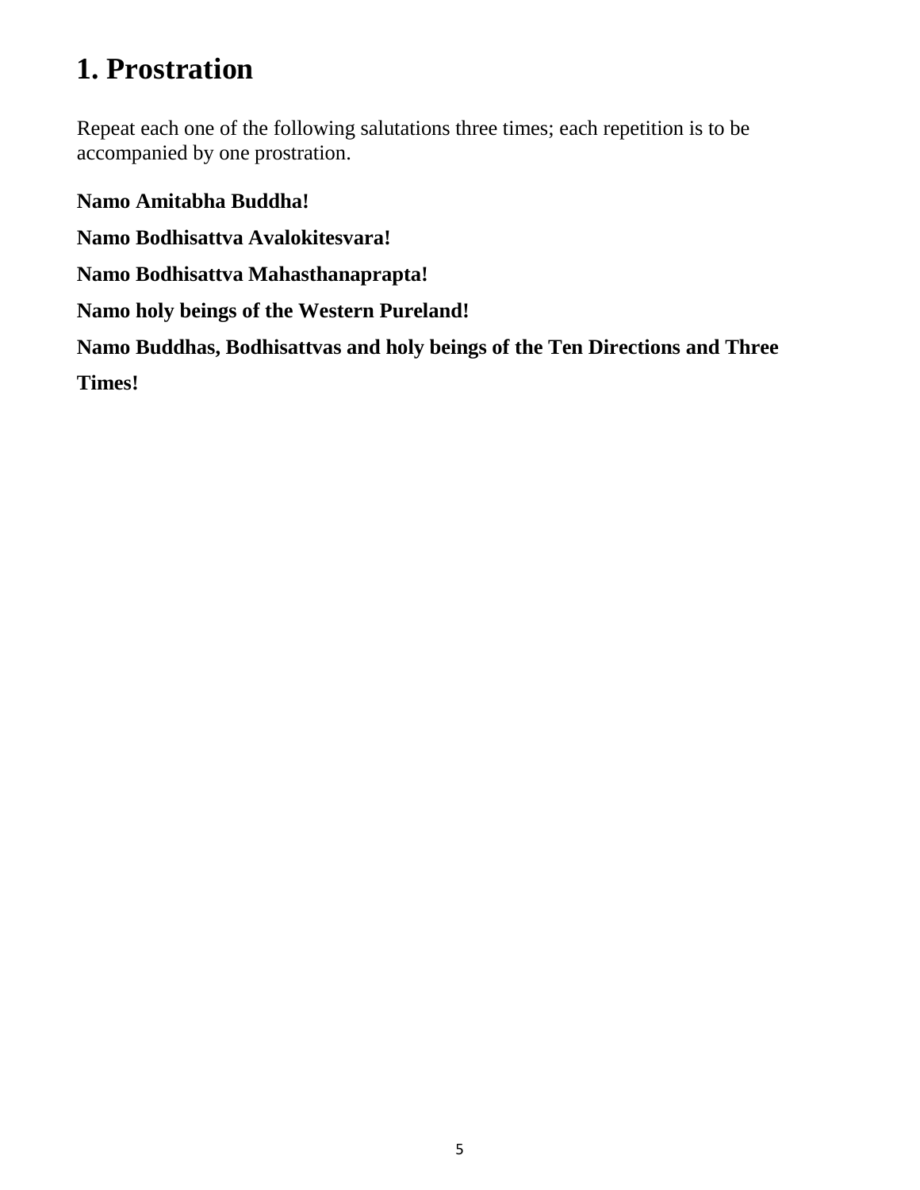# 1. Prostration

Repeat each one of the following salutations three times; each repetition is to be accompanied by one prostration.

**Namo Amitabha Buddha!**

**Namo Bodhisattva Avalokitesvara!**

**Namo Bodhisattva Mahasthanaprapta!**

**Namo holy beings of the Western Pureland!**

**Namo Buddhas, Bodhisattvas and holy beings of the Ten Directions and Three Times!**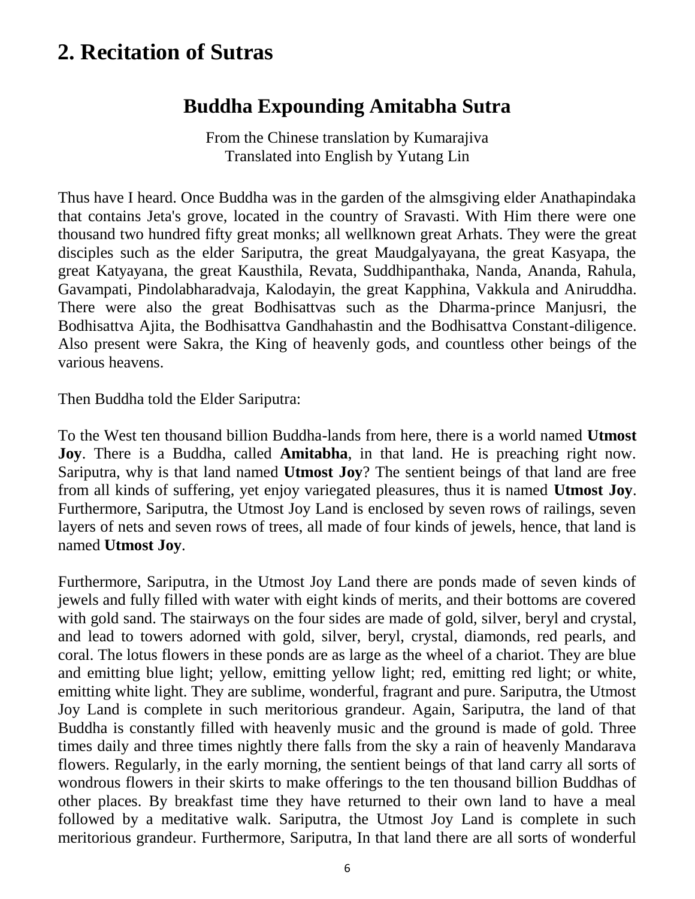# 2. Recitation of Sutras

## Buddha Expounding Amitabha Sutra

From the Chinese translation by Kumarajiva
Translated into English by Yutang Lin

Thus have I heard. Once Buddha was in the garden of the almsgiving elder Anathapindaka that contains Jeta's grove, located in the country of Sravasti. With Him there were one thousand two hundred fifty great monks; all wellknown great Arhats. They were the great disciples such as the elder Sariputra, the great Maudgalyayana, the great Kasyapa, the great Katyayana, the great Kausthila, Revata, Suddhipanthaka, Nanda, Ananda, Rahula, Gavampati, Pindolabharadvaja, Kalodayin, the great Kapphina, Vakkula and Aniruddha. There were also the great Bodhisattvas such as the Dharma-prince Manjusri, the Bodhisattva Ajita, the Bodhisattva Gandhahastin and the Bodhisattva Constant-diligence. Also present were Sakra, the King of heavenly gods, and countless other beings of the various heavens.

Then Buddha told the Elder Sariputra:

To the West ten thousand billion Buddha-lands from here, there is a world named **Utmost Joy**. There is a Buddha, called **Amitabha**, in that land. He is preaching right now. Sariputra, why is that land named **Utmost Joy**? The sentient beings of that land are free from all kinds of suffering, yet enjoy variegated pleasures, thus it is named **Utmost Joy**. Furthermore, Sariputra, the Utmost Joy Land is enclosed by seven rows of railings, seven layers of nets and seven rows of trees, all made of four kinds of jewels, hence, that land is named **Utmost Joy**.

Furthermore, Sariputra, in the Utmost Joy Land there are ponds made of seven kinds of jewels and fully filled with water with eight kinds of merits, and their bottoms are covered with gold sand. The stairways on the four sides are made of gold, silver, beryl and crystal, and lead to towers adorned with gold, silver, beryl, crystal, diamonds, red pearls, and coral. The lotus flowers in these ponds are as large as the wheel of a chariot. They are blue and emitting blue light; yellow, emitting yellow light; red, emitting red light; or white, emitting white light. They are sublime, wonderful, fragrant and pure. Sariputra, the Utmost Joy Land is complete in such meritorious grandeur. Again, Sariputra, the land of that Buddha is constantly filled with heavenly music and the ground is made of gold. Three times daily and three times nightly there falls from the sky a rain of heavenly Mandarava flowers. Regularly, in the early morning, the sentient beings of that land carry all sorts of wondrous flowers in their skirts to make offerings to the ten thousand billion Buddhas of other places. By breakfast time they have returned to their own land to have a meal followed by a meditative walk. Sariputra, the Utmost Joy Land is complete in such meritorious grandeur. Furthermore, Sariputra, In that land there are all sorts of wonderful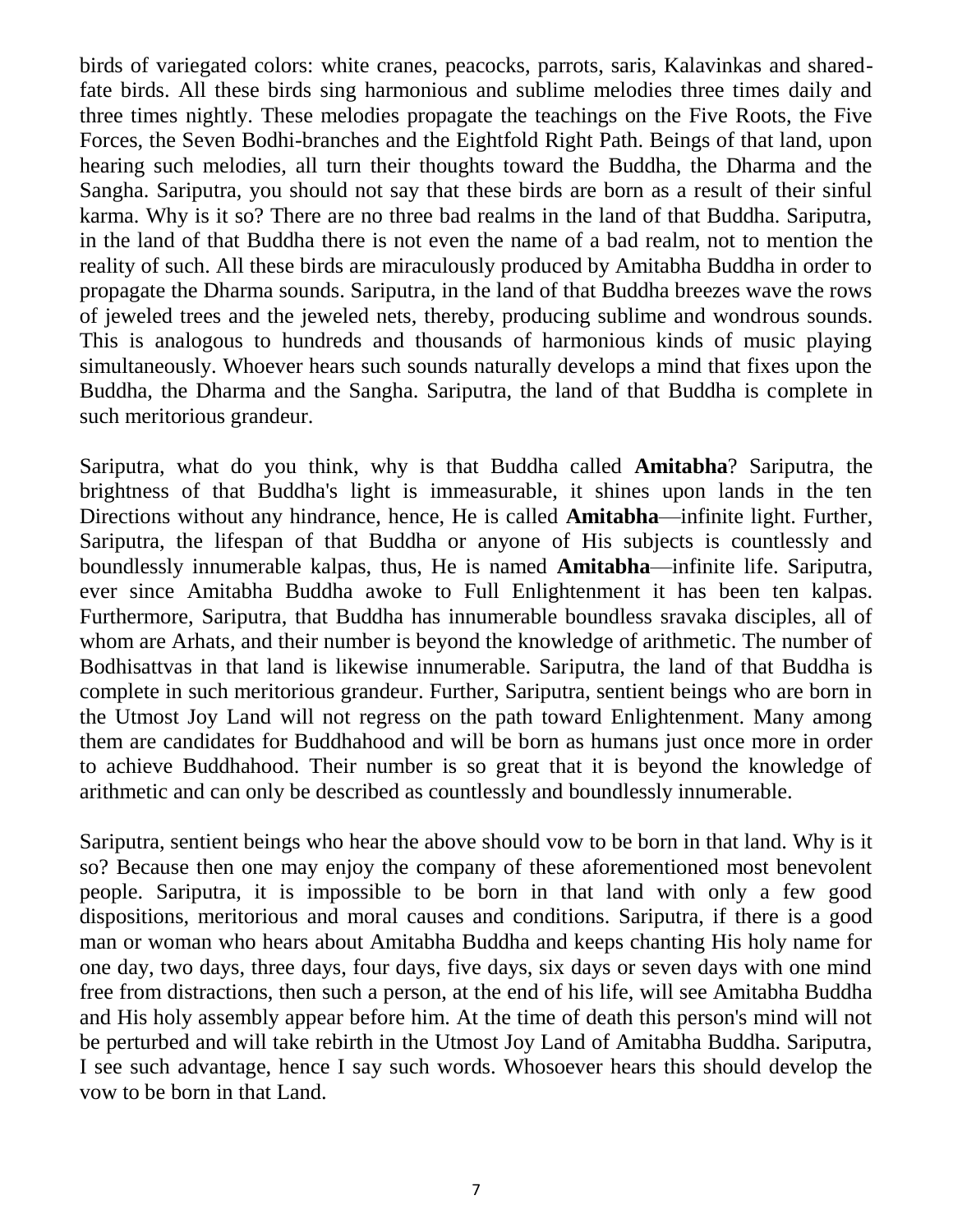birds of variegated colors: white cranes, peacocks, parrots, saris, Kalavinkas and shared-fate birds. All these birds sing harmonious and sublime melodies three times daily and three times nightly. These melodies propagate the teachings on the Five Roots, the Five Forces, the Seven Bodhi-branches and the Eightfold Right Path. Beings of that land, upon hearing such melodies, all turn their thoughts toward the Buddha, the Dharma and the Sangha. Sariputra, you should not say that these birds are born as a result of their sinful karma. Why is it so? There are no three bad realms in the land of that Buddha. Sariputra, in the land of that Buddha there is not even the name of a bad realm, not to mention the reality of such. All these birds are miraculously produced by Amitabha Buddha in order to propagate the Dharma sounds. Sariputra, in the land of that Buddha breezes wave the rows of jeweled trees and the jeweled nets, thereby, producing sublime and wondrous sounds. This is analogous to hundreds and thousands of harmonious kinds of music playing simultaneously. Whoever hears such sounds naturally develops a mind that fixes upon the Buddha, the Dharma and the Sangha. Sariputra, the land of that Buddha is complete in such meritorious grandeur.

Sariputra, what do you think, why is that Buddha called **Amitabha**? Sariputra, the brightness of that Buddha's light is immeasurable, it shines upon lands in the ten Directions without any hindrance, hence, He is called **Amitabha**—infinite light. Further, Sariputra, the lifespan of that Buddha or anyone of His subjects is countlessly and boundlessly innumerable kalpas, thus, He is named **Amitabha**—infinite life. Sariputra, ever since Amitabha Buddha awoke to Full Enlightenment it has been ten kalpas. Furthermore, Sariputra, that Buddha has innumerable boundless sravaka disciples, all of whom are Arhats, and their number is beyond the knowledge of arithmetic. The number of Bodhisattvas in that land is likewise innumerable. Sariputra, the land of that Buddha is complete in such meritorious grandeur. Further, Sariputra, sentient beings who are born in the Utmost Joy Land will not regress on the path toward Enlightenment. Many among them are candidates for Buddhahood and will be born as humans just once more in order to achieve Buddhahood. Their number is so great that it is beyond the knowledge of arithmetic and can only be described as countlessly and boundlessly innumerable.

Sariputra, sentient beings who hear the above should vow to be born in that land. Why is it so? Because then one may enjoy the company of these aforementioned most benevolent people. Sariputra, it is impossible to be born in that land with only a few good dispositions, meritorious and moral causes and conditions. Sariputra, if there is a good man or woman who hears about Amitabha Buddha and keeps chanting His holy name for one day, two days, three days, four days, five days, six days or seven days with one mind free from distractions, then such a person, at the end of his life, will see Amitabha Buddha and His holy assembly appear before him. At the time of death this person's mind will not be perturbed and will take rebirth in the Utmost Joy Land of Amitabha Buddha. Sariputra, I see such advantage, hence I say such words. Whosoever hears this should develop the vow to be born in that Land.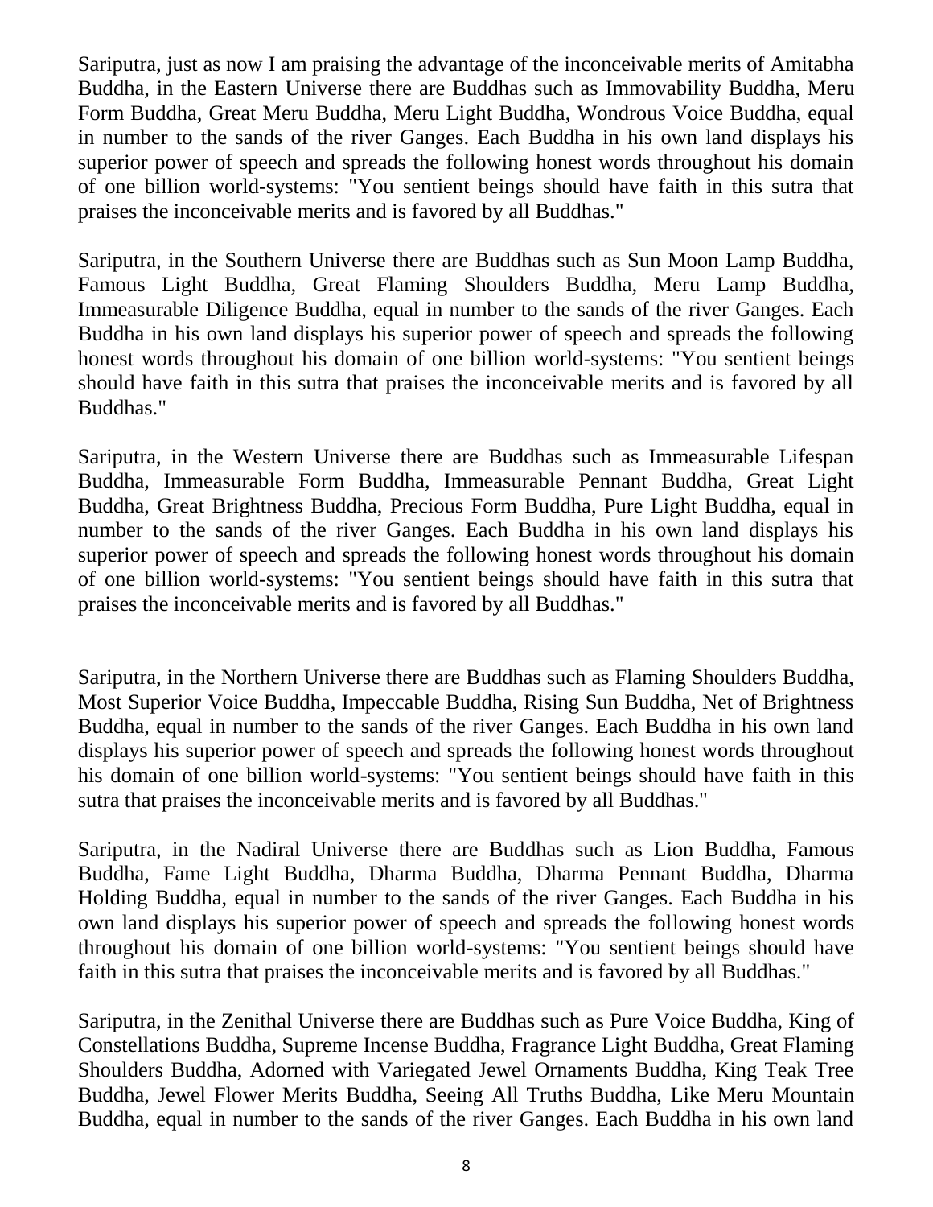Sariputra, just as now I am praising the advantage of the inconceivable merits of Amitabha Buddha, in the Eastern Universe there are Buddhas such as Immovability Buddha, Meru Form Buddha, Great Meru Buddha, Meru Light Buddha, Wondrous Voice Buddha, equal in number to the sands of the river Ganges. Each Buddha in his own land displays his superior power of speech and spreads the following honest words throughout his domain of one billion world-systems: "You sentient beings should have faith in this sutra that praises the inconceivable merits and is favored by all Buddhas."

Sariputra, in the Southern Universe there are Buddhas such as Sun Moon Lamp Buddha, Famous Light Buddha, Great Flaming Shoulders Buddha, Meru Lamp Buddha, Immeasurable Diligence Buddha, equal in number to the sands of the river Ganges. Each Buddha in his own land displays his superior power of speech and spreads the following honest words throughout his domain of one billion world-systems: "You sentient beings should have faith in this sutra that praises the inconceivable merits and is favored by all Buddhas."

Sariputra, in the Western Universe there are Buddhas such as Immeasurable Lifespan Buddha, Immeasurable Form Buddha, Immeasurable Pennant Buddha, Great Light Buddha, Great Brightness Buddha, Precious Form Buddha, Pure Light Buddha, equal in number to the sands of the river Ganges. Each Buddha in his own land displays his superior power of speech and spreads the following honest words throughout his domain of one billion world-systems: "You sentient beings should have faith in this sutra that praises the inconceivable merits and is favored by all Buddhas."

Sariputra, in the Northern Universe there are Buddhas such as Flaming Shoulders Buddha, Most Superior Voice Buddha, Impeccable Buddha, Rising Sun Buddha, Net of Brightness Buddha, equal in number to the sands of the river Ganges. Each Buddha in his own land displays his superior power of speech and spreads the following honest words throughout his domain of one billion world-systems: "You sentient beings should have faith in this sutra that praises the inconceivable merits and is favored by all Buddhas."

Sariputra, in the Nadiral Universe there are Buddhas such as Lion Buddha, Famous Buddha, Fame Light Buddha, Dharma Buddha, Dharma Pennant Buddha, Dharma Holding Buddha, equal in number to the sands of the river Ganges. Each Buddha in his own land displays his superior power of speech and spreads the following honest words throughout his domain of one billion world-systems: "You sentient beings should have faith in this sutra that praises the inconceivable merits and is favored by all Buddhas."

Sariputra, in the Zenithal Universe there are Buddhas such as Pure Voice Buddha, King of Constellations Buddha, Supreme Incense Buddha, Fragrance Light Buddha, Great Flaming Shoulders Buddha, Adorned with Variegated Jewel Ornaments Buddha, King Teak Tree Buddha, Jewel Flower Merits Buddha, Seeing All Truths Buddha, Like Meru Mountain Buddha, equal in number to the sands of the river Ganges. Each Buddha in his own land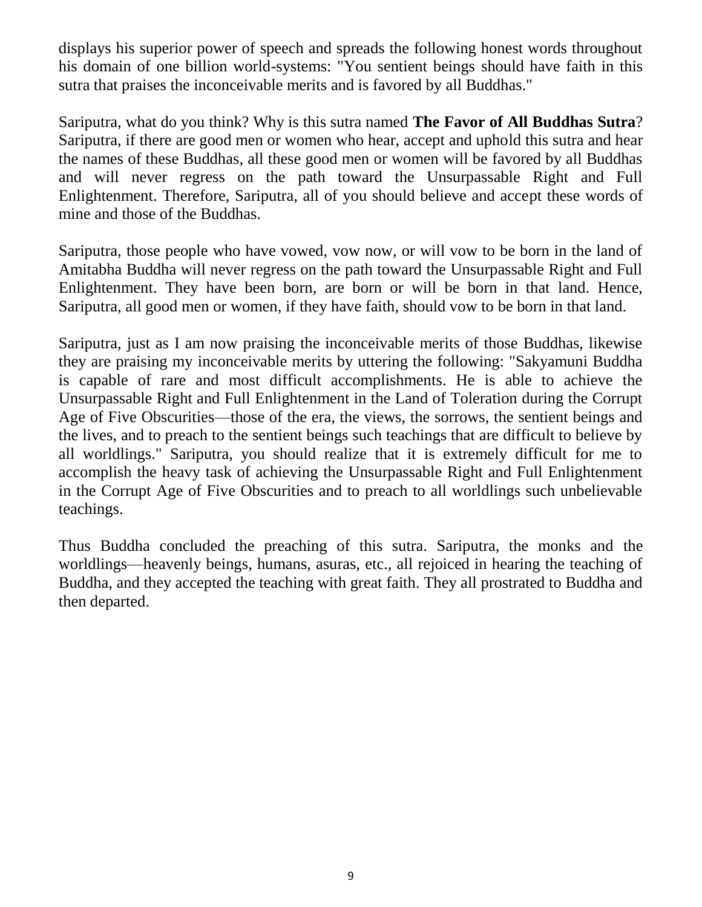displays his superior power of speech and spreads the following honest words throughout his domain of one billion world-systems: "You sentient beings should have faith in this sutra that praises the inconceivable merits and is favored by all Buddhas."

Sariputra, what do you think? Why is this sutra named **The Favor of All Buddhas Sutra**? Sariputra, if there are good men or women who hear, accept and uphold this sutra and hear the names of these Buddhas, all these good men or women will be favored by all Buddhas and will never regress on the path toward the Unsurpassable Right and Full Enlightenment. Therefore, Sariputra, all of you should believe and accept these words of mine and those of the Buddhas.

Sariputra, those people who have vowed, vow now, or will vow to be born in the land of Amitabha Buddha will never regress on the path toward the Unsurpassable Right and Full Enlightenment. They have been born, are born or will be born in that land. Hence, Sariputra, all good men or women, if they have faith, should vow to be born in that land.

Sariputra, just as I am now praising the inconceivable merits of those Buddhas, likewise they are praising my inconceivable merits by uttering the following: "Sakyamuni Buddha is capable of rare and most difficult accomplishments. He is able to achieve the Unsurpassable Right and Full Enlightenment in the Land of Toleration during the Corrupt Age of Five Obscurities—those of the era, the views, the sorrows, the sentient beings and the lives, and to preach to the sentient beings such teachings that are difficult to believe by all worldlings." Sariputra, you should realize that it is extremely difficult for me to accomplish the heavy task of achieving the Unsurpassable Right and Full Enlightenment in the Corrupt Age of Five Obscurities and to preach to all worldlings such unbelievable teachings.

Thus Buddha concluded the preaching of this sutra. Sariputra, the monks and the worldlings—heavenly beings, humans, asuras, etc., all rejoiced in hearing the teaching of Buddha, and they accepted the teaching with great faith. They all prostrated to Buddha and then departed.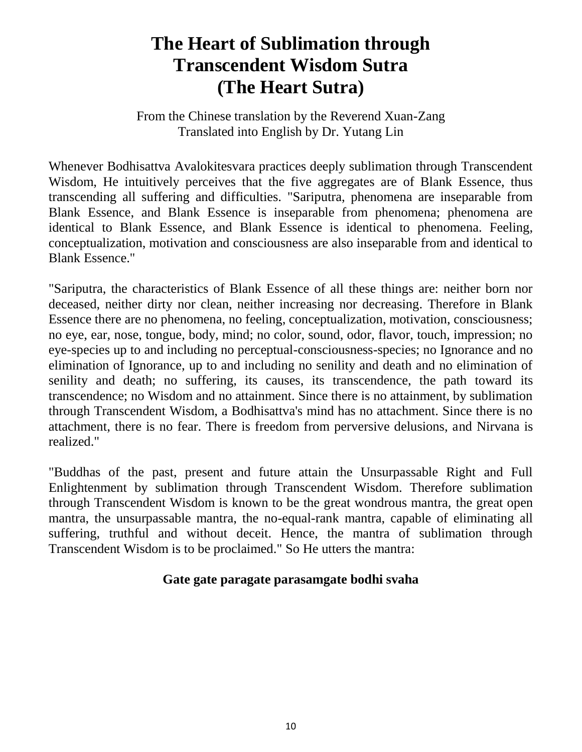# The Heart of Sublimation through Transcendent Wisdom Sutra (The Heart Sutra)

From the Chinese translation by the Reverend Xuan-Zang
Translated into English by Dr. Yutang Lin

Whenever Bodhisattva Avalokitesvara practices deeply sublimation through Transcendent Wisdom, He intuitively perceives that the five aggregates are of Blank Essence, thus transcending all suffering and difficulties. "Sariputra, phenomena are inseparable from Blank Essence, and Blank Essence is inseparable from phenomena; phenomena are identical to Blank Essence, and Blank Essence is identical to phenomena. Feeling, conceptualization, motivation and consciousness are also inseparable from and identical to Blank Essence."

"Sariputra, the characteristics of Blank Essence of all these things are: neither born nor deceased, neither dirty nor clean, neither increasing nor decreasing. Therefore in Blank Essence there are no phenomena, no feeling, conceptualization, motivation, consciousness; no eye, ear, nose, tongue, body, mind; no color, sound, odor, flavor, touch, impression; no eye-species up to and including no perceptual-consciousness-species; no Ignorance and no elimination of Ignorance, up to and including no senility and death and no elimination of senility and death; no suffering, its causes, its transcendence, the path toward its transcendence; no Wisdom and no attainment. Since there is no attainment, by sublimation through Transcendent Wisdom, a Bodhisattva's mind has no attachment. Since there is no attachment, there is no fear. There is freedom from perversive delusions, and Nirvana is realized."

"Buddhas of the past, present and future attain the Unsurpassable Right and Full Enlightenment by sublimation through Transcendent Wisdom. Therefore sublimation through Transcendent Wisdom is known to be the great wondrous mantra, the great open mantra, the unsurpassable mantra, the no-equal-rank mantra, capable of eliminating all suffering, truthful and without deceit. Hence, the mantra of sublimation through Transcendent Wisdom is to be proclaimed." So He utters the mantra:

**Gate gate paragate parasamgate bodhi svaha**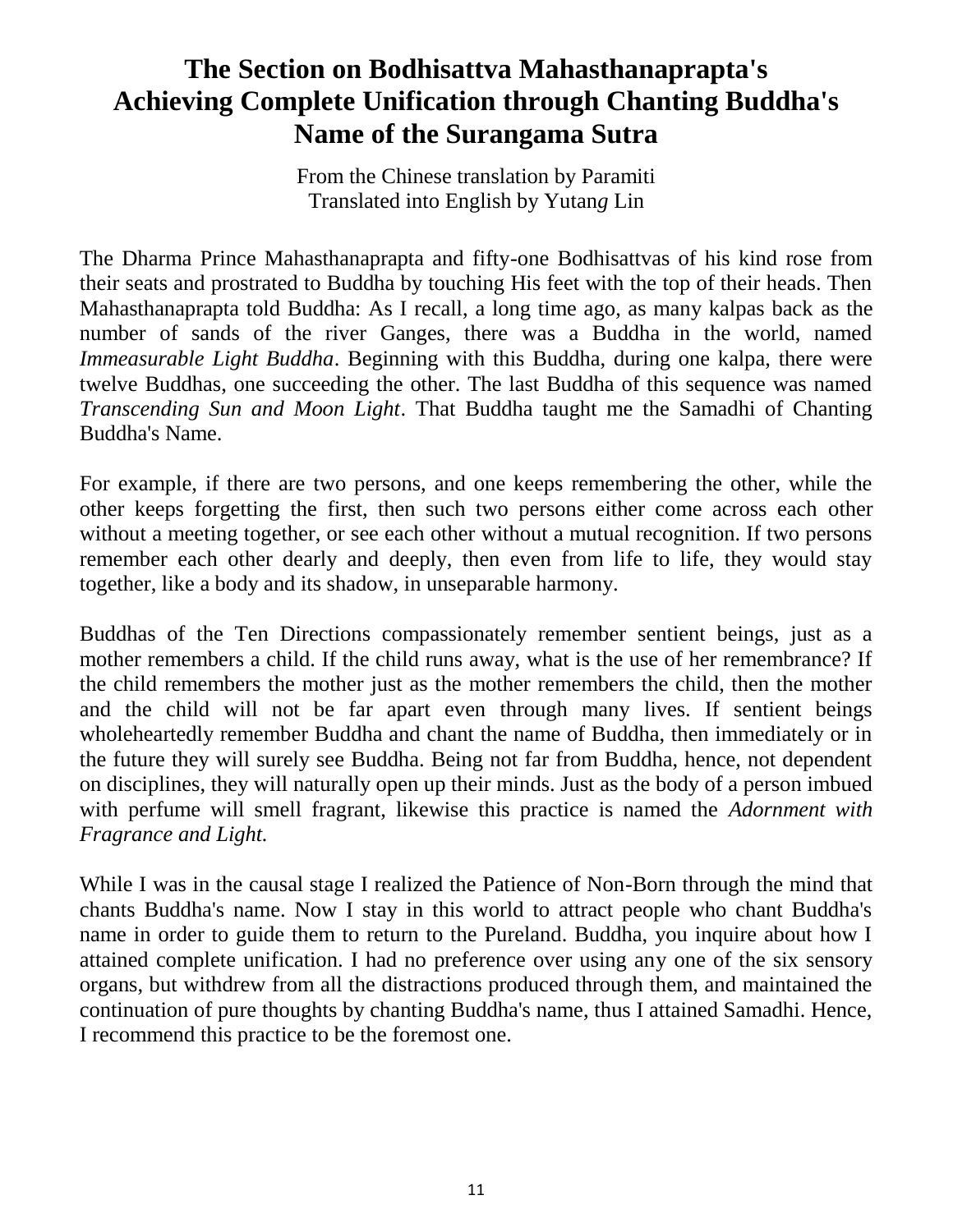# The Section on Bodhisattva Mahasthanaprapta's Achieving Complete Unification through Chanting Buddha's Name of the Surangama Sutra

From the Chinese translation by Paramiti
Translated into English by Yutan*g* Lin

The Dharma Prince Mahasthanaprapta and fifty-one Bodhisattvas of his kind rose from their seats and prostrated to Buddha by touching His feet with the top of their heads. Then Mahasthanaprapta told Buddha: As I recall, a long time ago, as many kalpas back as the number of sands of the river Ganges, there was a Buddha in the world, named *Immeasurable Light Buddha*. Beginning with this Buddha, during one kalpa, there were twelve Buddhas, one succeeding the other. The last Buddha of this sequence was named *Transcending Sun and Moon Light*. That Buddha taught me the Samadhi of Chanting Buddha's Name.

For example, if there are two persons, and one keeps remembering the other, while the other keeps forgetting the first, then such two persons either come across each other without a meeting together, or see each other without a mutual recognition. If two persons remember each other dearly and deeply, then even from life to life, they would stay together, like a body and its shadow, in unseparable harmony.

Buddhas of the Ten Directions compassionately remember sentient beings, just as a mother remembers a child. If the child runs away, what is the use of her remembrance? If the child remembers the mother just as the mother remembers the child, then the mother and the child will not be far apart even through many lives. If sentient beings wholeheartedly remember Buddha and chant the name of Buddha, then immediately or in the future they will surely see Buddha. Being not far from Buddha, hence, not dependent on disciplines, they will naturally open up their minds. Just as the body of a person imbued with perfume will smell fragrant, likewise this practice is named the *Adornment with Fragrance and Light.*

While I was in the causal stage I realized the Patience of Non-Born through the mind that chants Buddha's name. Now I stay in this world to attract people who chant Buddha's name in order to guide them to return to the Pureland. Buddha, you inquire about how I attained complete unification. I had no preference over using any one of the six sensory organs, but withdrew from all the distractions produced through them, and maintained the continuation of pure thoughts by chanting Buddha's name, thus I attained Samadhi. Hence, I recommend this practice to be the foremost one.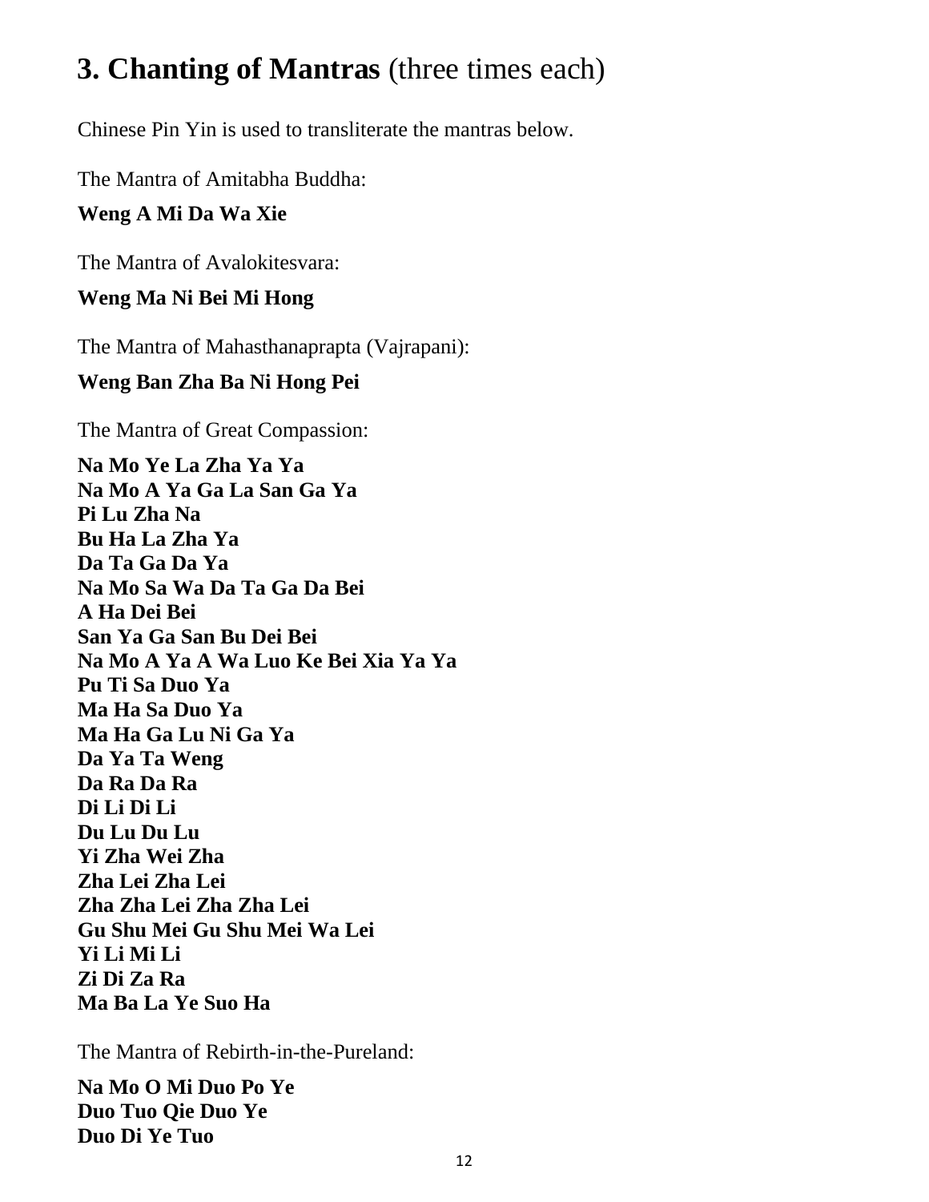## **3. Chanting of Mantras** (three times each)

Chinese Pin Yin is used to transliterate the mantras below.

The Mantra of Amitabha Buddha:

**Weng A Mi Da Wa Xie**

The Mantra of Avalokitesvara:

**Weng Ma Ni Bei Mi Hong**

The Mantra of Mahasthanaprapta (Vajrapani):

**Weng Ban Zha Ba Ni Hong Pei**

The Mantra of Great Compassion:

**Na Mo Ye La Zha Ya Ya**
**Na Mo A Ya Ga La San Ga Ya**
**Pi Lu Zha Na**
**Bu Ha La Zha Ya**
**Da Ta Ga Da Ya**
**Na Mo Sa Wa Da Ta Ga Da Bei**
**A Ha Dei Bei**
**San Ya Ga San Bu Dei Bei**
**Na Mo A Ya A Wa Luo Ke Bei Xia Ya Ya**
**Pu Ti Sa Duo Ya**
**Ma Ha Sa Duo Ya**
**Ma Ha Ga Lu Ni Ga Ya**
**Da Ya Ta Weng**
**Da Ra Da Ra**
**Di Li Di Li**
**Du Lu Du Lu**
**Yi Zha Wei Zha**
**Zha Lei Zha Lei**
**Zha Zha Lei Zha Zha Lei**
**Gu Shu Mei Gu Shu Mei Wa Lei**
**Yi Li Mi Li**
**Zi Di Za Ra**
**Ma Ba La Ye Suo Ha**

The Mantra of Rebirth-in-the-Pureland:

**Na Mo O Mi Duo Po Ye**
**Duo Tuo Qie Duo Ye**
**Duo Di Ye Tuo**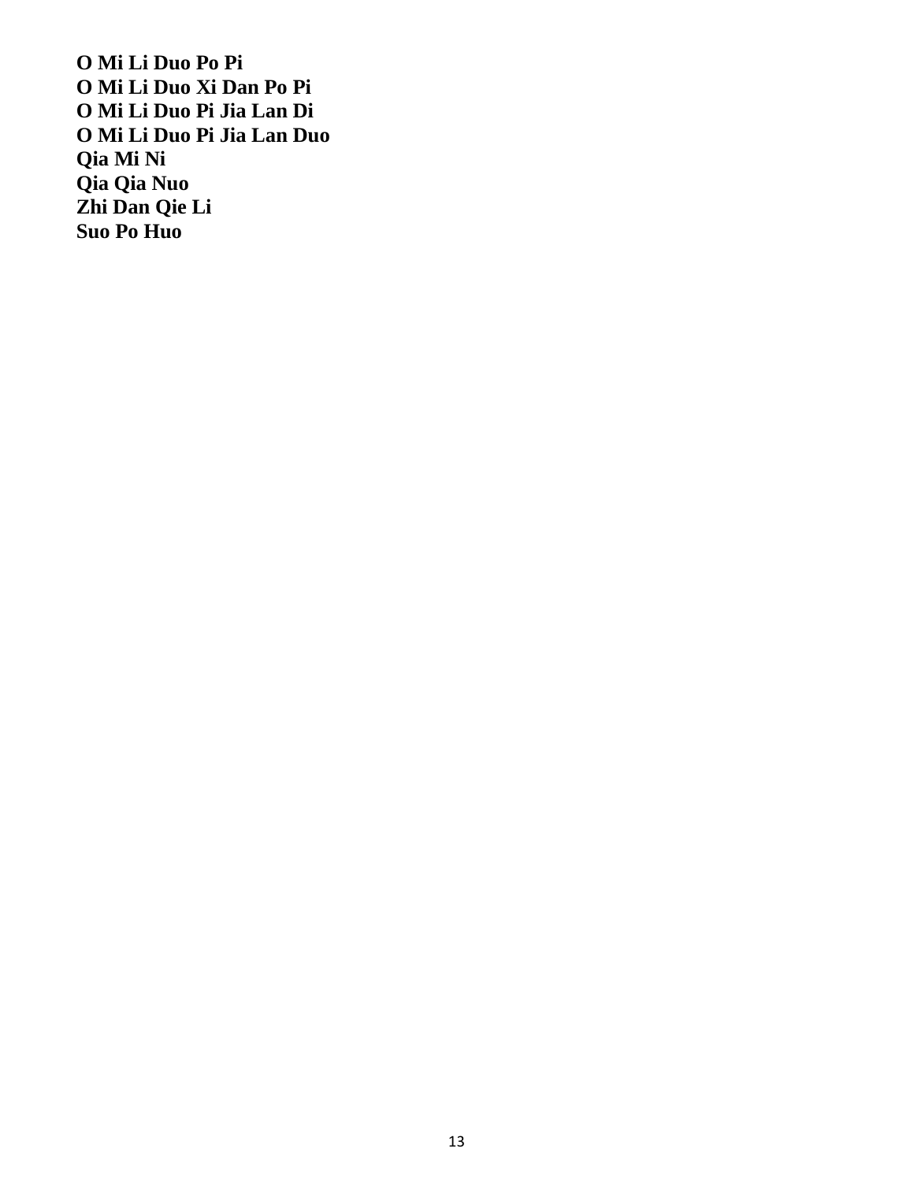**O Mi Li Duo Po Pi**
**O Mi Li Duo Xi Dan Po Pi**
**O Mi Li Duo Pi Jia Lan Di**
**O Mi Li Duo Pi Jia Lan Duo**
**Qia Mi Ni**
**Qia Qia Nuo**
**Zhi Dan Qie Li**
**Suo Po Huo**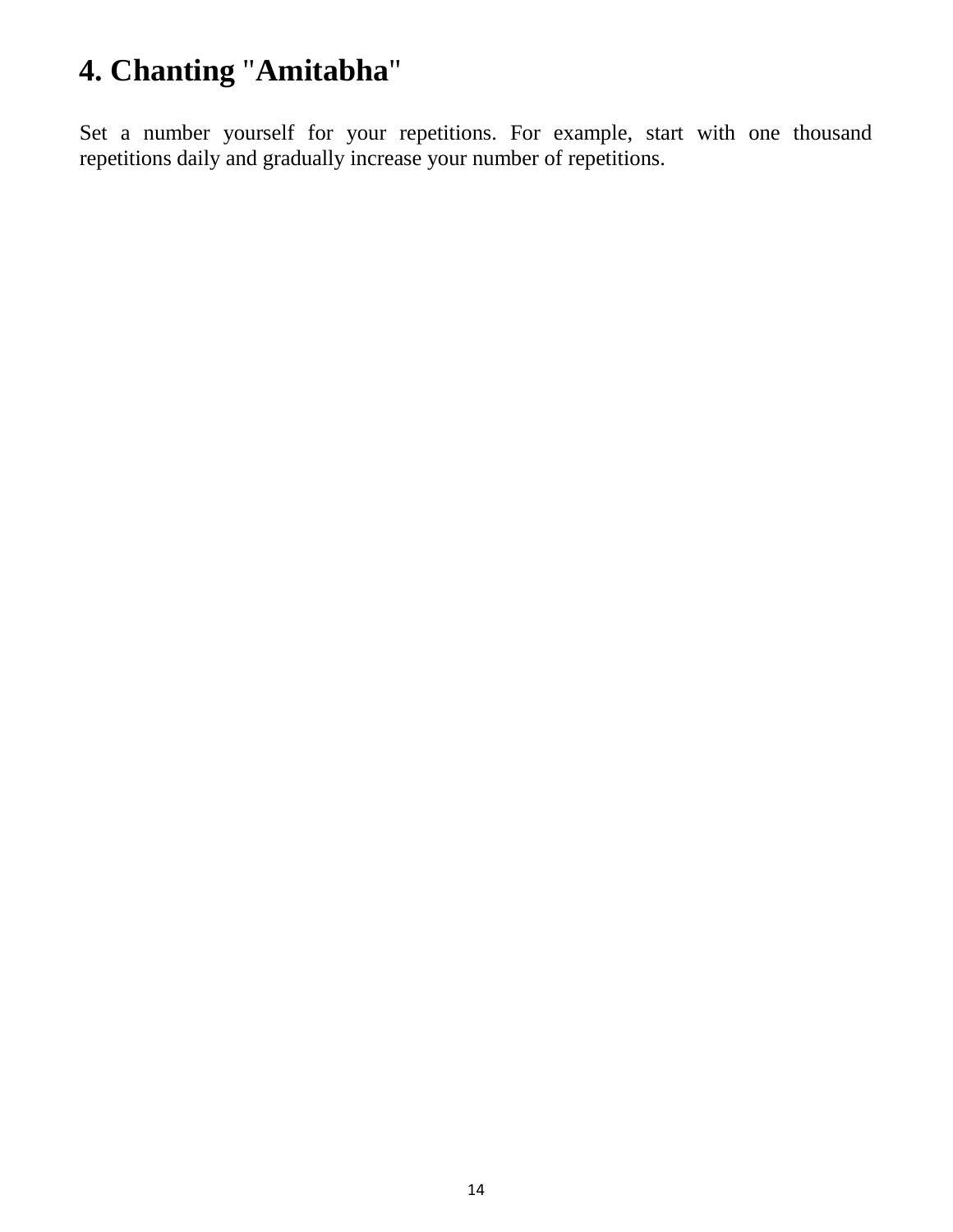## 4. Chanting "Amitabha"

Set a number yourself for your repetitions. For example, start with one thousand repetitions daily and gradually increase your number of repetitions.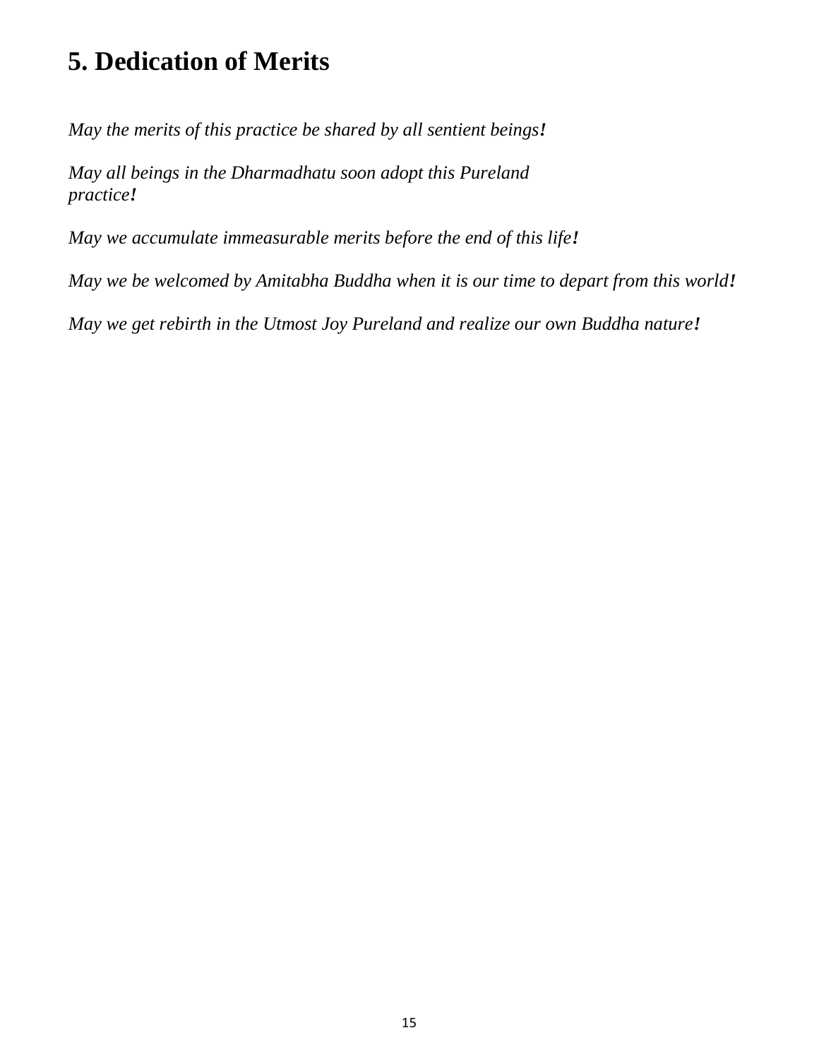# 5. Dedication of Merits

*May the merits of this practice be shared by all sentient beings!*

*May all beings in the Dharmadhatu soon adopt this Pureland practice!*

*May we accumulate immeasurable merits before the end of this life!*

*May we be welcomed by Amitabha Buddha when it is our time to depart from this world!*

*May we get rebirth in the Utmost Joy Pureland and realize our own Buddha nature!*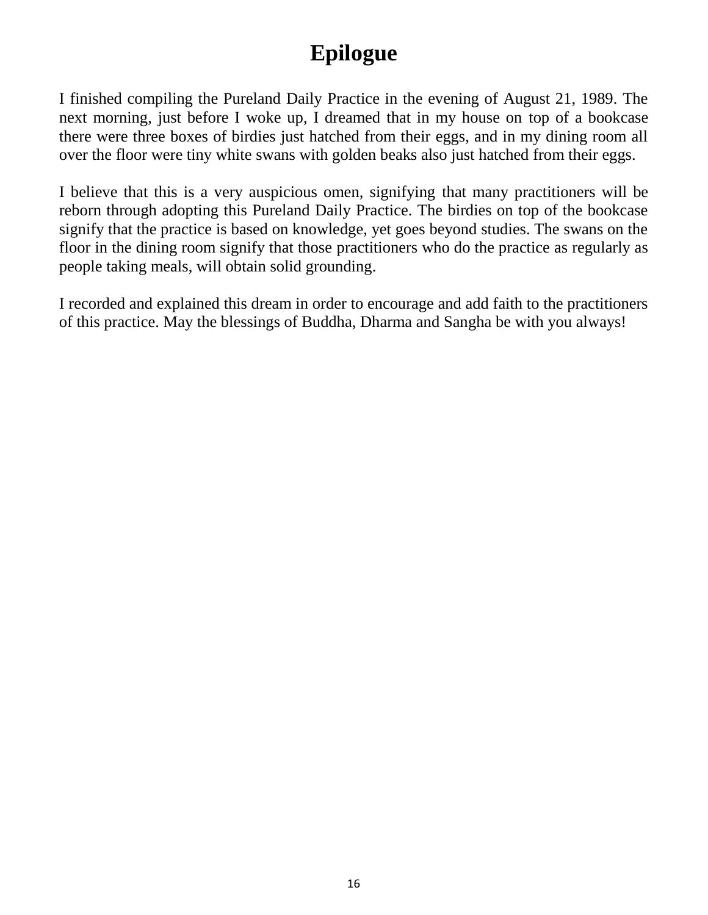# Epilogue

I finished compiling the Pureland Daily Practice in the evening of August 21, 1989. The next morning, just before I woke up, I dreamed that in my house on top of a bookcase there were three boxes of birdies just hatched from their eggs, and in my dining room all over the floor were tiny white swans with golden beaks also just hatched from their eggs.

I believe that this is a very auspicious omen, signifying that many practitioners will be reborn through adopting this Pureland Daily Practice. The birdies on top of the bookcase signify that the practice is based on knowledge, yet goes beyond studies. The swans on the floor in the dining room signify that those practitioners who do the practice as regularly as people taking meals, will obtain solid grounding.

I recorded and explained this dream in order to encourage and add faith to the practitioners of this practice. May the blessings of Buddha, Dharma and Sangha be with you always!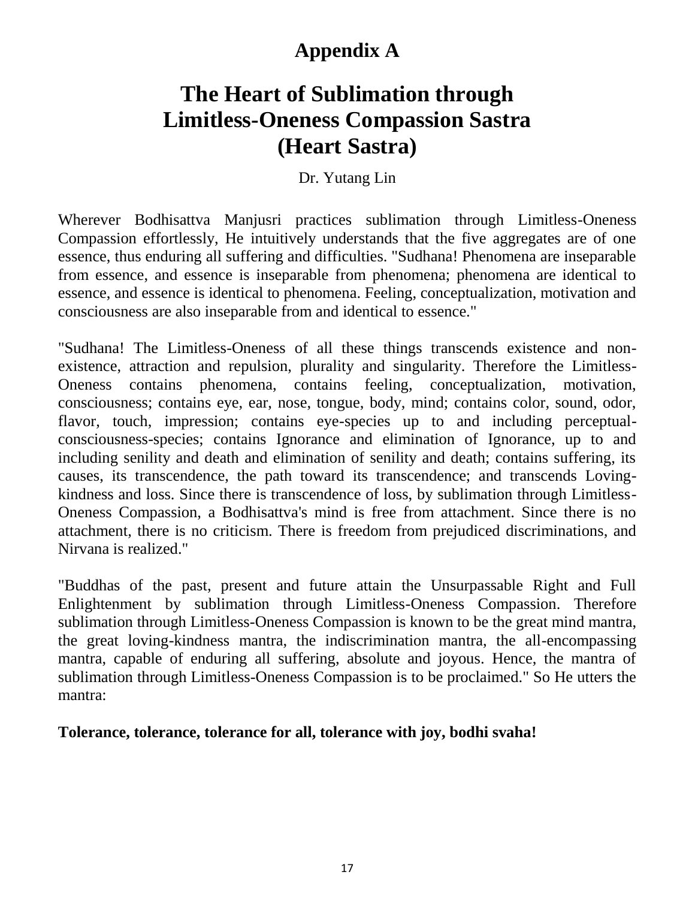# Appendix A

# The Heart of Sublimation through Limitless-Oneness Compassion Sastra (Heart Sastra)

Dr. Yutang Lin

Wherever Bodhisattva Manjusri practices sublimation through Limitless-Oneness Compassion effortlessly, He intuitively understands that the five aggregates are of one essence, thus enduring all suffering and difficulties. "Sudhana! Phenomena are inseparable from essence, and essence is inseparable from phenomena; phenomena are identical to essence, and essence is identical to phenomena. Feeling, conceptualization, motivation and consciousness are also inseparable from and identical to essence."

"Sudhana! The Limitless-Oneness of all these things transcends existence and non-existence, attraction and repulsion, plurality and singularity. Therefore the Limitless-Oneness contains phenomena, contains feeling, conceptualization, motivation, consciousness; contains eye, ear, nose, tongue, body, mind; contains color, sound, odor, flavor, touch, impression; contains eye-species up to and including perceptual-consciousness-species; contains Ignorance and elimination of Ignorance, up to and including senility and death and elimination of senility and death; contains suffering, its causes, its transcendence, the path toward its transcendence; and transcends Loving-kindness and loss. Since there is transcendence of loss, by sublimation through Limitless-Oneness Compassion, a Bodhisattva's mind is free from attachment. Since there is no attachment, there is no criticism. There is freedom from prejudiced discriminations, and Nirvana is realized."

"Buddhas of the past, present and future attain the Unsurpassable Right and Full Enlightenment by sublimation through Limitless-Oneness Compassion. Therefore sublimation through Limitless-Oneness Compassion is known to be the great mind mantra, the great loving-kindness mantra, the indiscrimination mantra, the all-encompassing mantra, capable of enduring all suffering, absolute and joyous. Hence, the mantra of sublimation through Limitless-Oneness Compassion is to be proclaimed." So He utters the mantra:

**Tolerance, tolerance, tolerance for all, tolerance with joy, bodhi svaha!**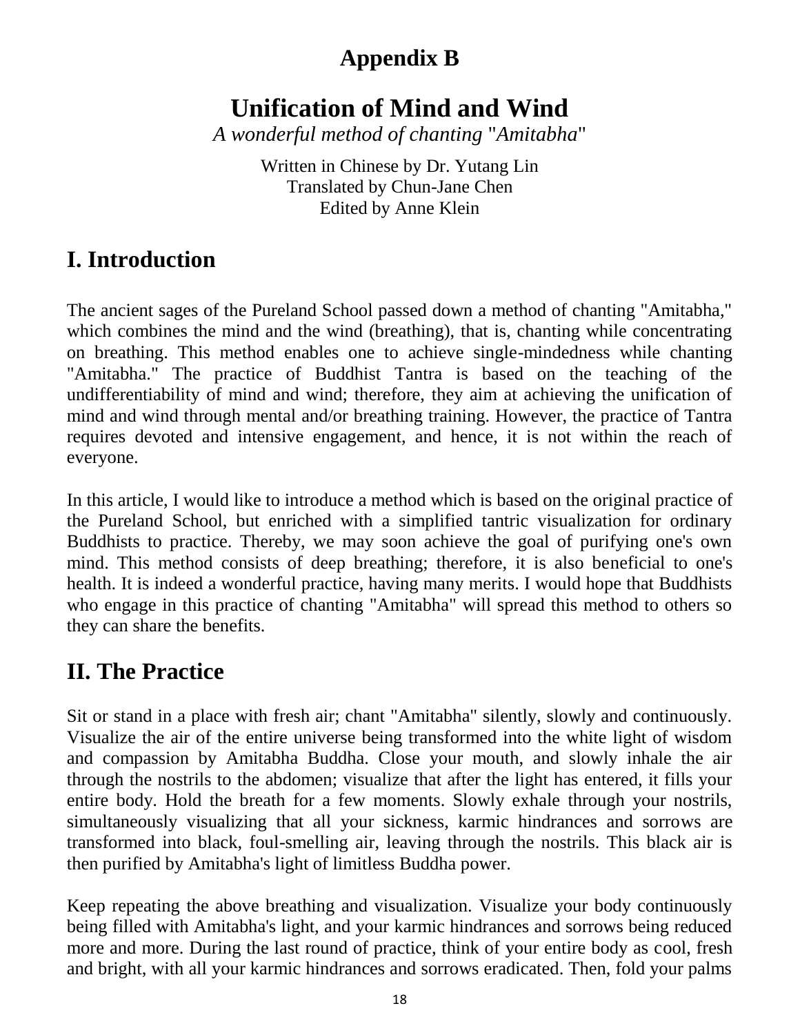# Appendix B

# Unification of Mind and Wind

*A wonderful method of chanting "Amitabha"*

Written in Chinese by Dr. Yutang Lin
Translated by Chun-Jane Chen
Edited by Anne Klein

## I. Introduction

The ancient sages of the Pureland School passed down a method of chanting "Amitabha," which combines the mind and the wind (breathing), that is, chanting while concentrating on breathing. This method enables one to achieve single-mindedness while chanting "Amitabha." The practice of Buddhist Tantra is based on the teaching of the undifferentiability of mind and wind; therefore, they aim at achieving the unification of mind and wind through mental and/or breathing training. However, the practice of Tantra requires devoted and intensive engagement, and hence, it is not within the reach of everyone.

In this article, I would like to introduce a method which is based on the original practice of the Pureland School, but enriched with a simplified tantric visualization for ordinary Buddhists to practice. Thereby, we may soon achieve the goal of purifying one's own mind. This method consists of deep breathing; therefore, it is also beneficial to one's health. It is indeed a wonderful practice, having many merits. I would hope that Buddhists who engage in this practice of chanting "Amitabha" will spread this method to others so they can share the benefits.

## II. The Practice

Sit or stand in a place with fresh air; chant "Amitabha" silently, slowly and continuously. Visualize the air of the entire universe being transformed into the white light of wisdom and compassion by Amitabha Buddha. Close your mouth, and slowly inhale the air through the nostrils to the abdomen; visualize that after the light has entered, it fills your entire body. Hold the breath for a few moments. Slowly exhale through your nostrils, simultaneously visualizing that all your sickness, karmic hindrances and sorrows are transformed into black, foul-smelling air, leaving through the nostrils. This black air is then purified by Amitabha's light of limitless Buddha power.

Keep repeating the above breathing and visualization. Visualize your body continuously being filled with Amitabha's light, and your karmic hindrances and sorrows being reduced more and more. During the last round of practice, think of your entire body as cool, fresh and bright, with all your karmic hindrances and sorrows eradicated. Then, fold your palms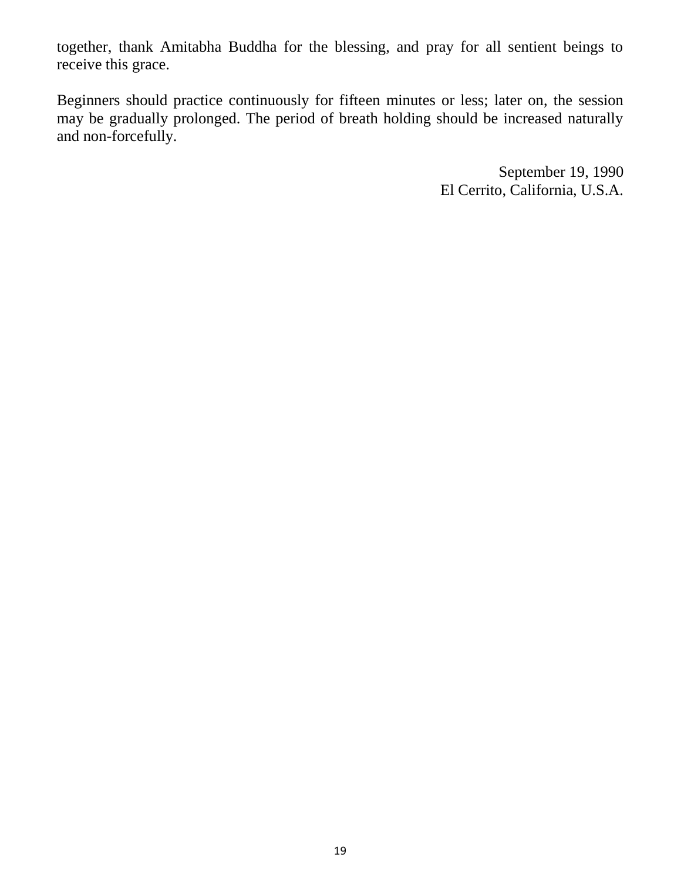together, thank Amitabha Buddha for the blessing, and pray for all sentient beings to receive this grace.

Beginners should practice continuously for fifteen minutes or less; later on, the session may be gradually prolonged. The period of breath holding should be increased naturally and non-forcefully.

September 19, 1990  
El Cerrito, California, U.S.A.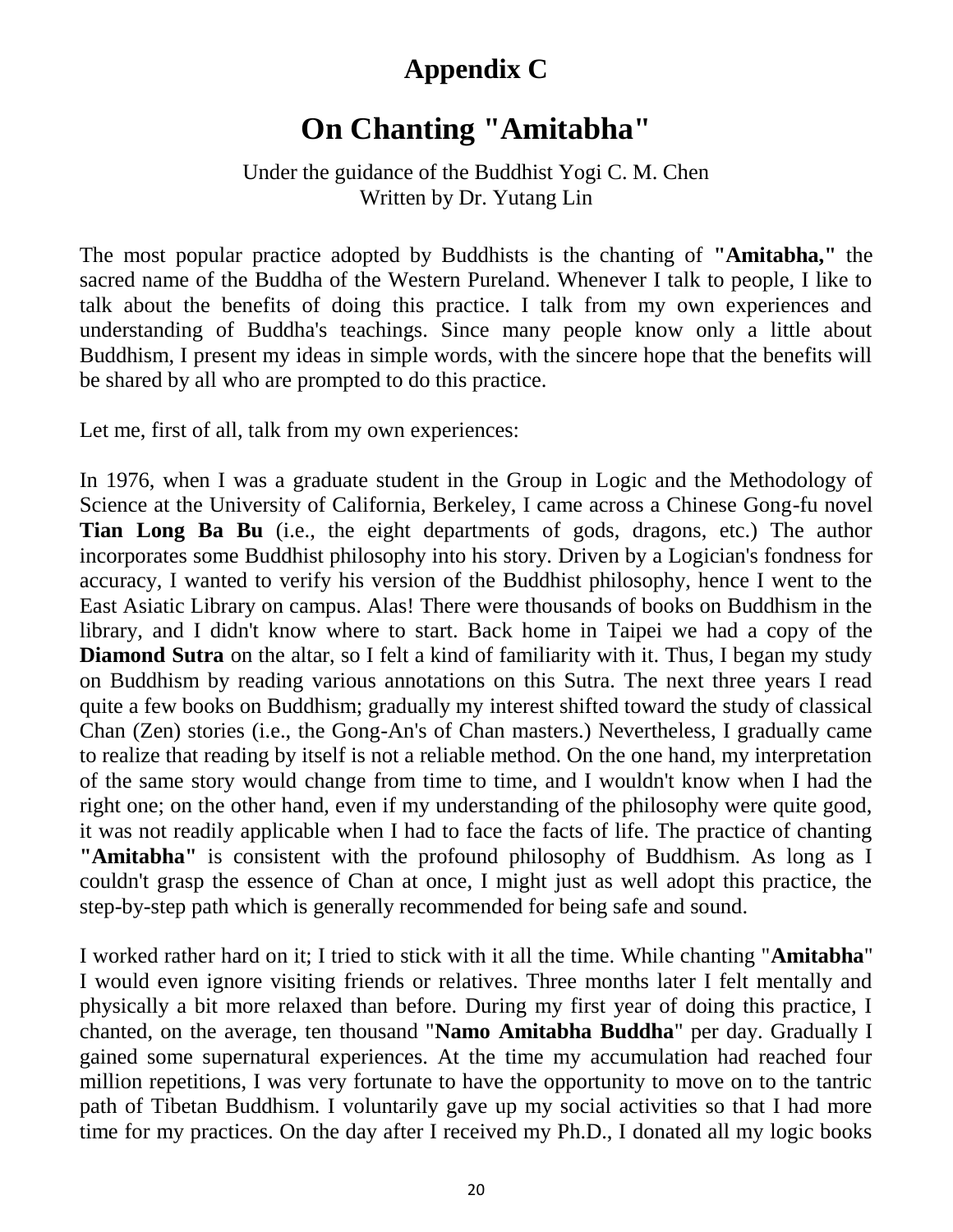# Appendix C

# On Chanting "Amitabha"

Under the guidance of the Buddhist Yogi C. M. Chen
Written by Dr. Yutang Lin

The most popular practice adopted by Buddhists is the chanting of **"Amitabha,"** the sacred name of the Buddha of the Western Pureland. Whenever I talk to people, I like to talk about the benefits of doing this practice. I talk from my own experiences and understanding of Buddha's teachings. Since many people know only a little about Buddhism, I present my ideas in simple words, with the sincere hope that the benefits will be shared by all who are prompted to do this practice.

Let me, first of all, talk from my own experiences:

In 1976, when I was a graduate student in the Group in Logic and the Methodology of Science at the University of California, Berkeley, I came across a Chinese Gong-fu novel **Tian Long Ba Bu** (i.e., the eight departments of gods, dragons, etc.) The author incorporates some Buddhist philosophy into his story. Driven by a Logician's fondness for accuracy, I wanted to verify his version of the Buddhist philosophy, hence I went to the East Asiatic Library on campus. Alas! There were thousands of books on Buddhism in the library, and I didn't know where to start. Back home in Taipei we had a copy of the **Diamond Sutra** on the altar, so I felt a kind of familiarity with it. Thus, I began my study on Buddhism by reading various annotations on this Sutra. The next three years I read quite a few books on Buddhism; gradually my interest shifted toward the study of classical Chan (Zen) stories (i.e., the Gong-An's of Chan masters.) Nevertheless, I gradually came to realize that reading by itself is not a reliable method. On the one hand, my interpretation of the same story would change from time to time, and I wouldn't know when I had the right one; on the other hand, even if my understanding of the philosophy were quite good, it was not readily applicable when I had to face the facts of life. The practice of chanting **"Amitabha"** is consistent with the profound philosophy of Buddhism. As long as I couldn't grasp the essence of Chan at once, I might just as well adopt this practice, the step-by-step path which is generally recommended for being safe and sound.

I worked rather hard on it; I tried to stick with it all the time. While chanting "**Amitabha**" I would even ignore visiting friends or relatives. Three months later I felt mentally and physically a bit more relaxed than before. During my first year of doing this practice, I chanted, on the average, ten thousand "**Namo Amitabha Buddha**" per day. Gradually I gained some supernatural experiences. At the time my accumulation had reached four million repetitions, I was very fortunate to have the opportunity to move on to the tantric path of Tibetan Buddhism. I voluntarily gave up my social activities so that I had more time for my practices. On the day after I received my Ph.D., I donated all my logic books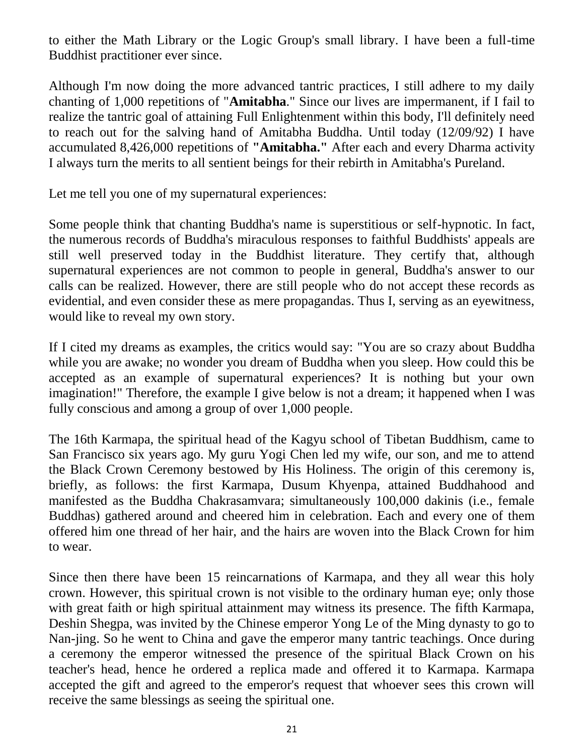to either the Math Library or the Logic Group's small library. I have been a full-time Buddhist practitioner ever since.

Although I'm now doing the more advanced tantric practices, I still adhere to my daily chanting of 1,000 repetitions of "**Amitabha**." Since our lives are impermanent, if I fail to realize the tantric goal of attaining Full Enlightenment within this body, I'll definitely need to reach out for the salving hand of Amitabha Buddha. Until today (12/09/92) I have accumulated 8,426,000 repetitions of **"Amitabha."** After each and every Dharma activity I always turn the merits to all sentient beings for their rebirth in Amitabha's Pureland.

Let me tell you one of my supernatural experiences:

Some people think that chanting Buddha's name is superstitious or self-hypnotic. In fact, the numerous records of Buddha's miraculous responses to faithful Buddhists' appeals are still well preserved today in the Buddhist literature. They certify that, although supernatural experiences are not common to people in general, Buddha's answer to our calls can be realized. However, there are still people who do not accept these records as evidential, and even consider these as mere propagandas. Thus I, serving as an eyewitness, would like to reveal my own story.

If I cited my dreams as examples, the critics would say: "You are so crazy about Buddha while you are awake; no wonder you dream of Buddha when you sleep. How could this be accepted as an example of supernatural experiences? It is nothing but your own imagination!" Therefore, the example I give below is not a dream; it happened when I was fully conscious and among a group of over 1,000 people.

The 16th Karmapa, the spiritual head of the Kagyu school of Tibetan Buddhism, came to San Francisco six years ago. My guru Yogi Chen led my wife, our son, and me to attend the Black Crown Ceremony bestowed by His Holiness. The origin of this ceremony is, briefly, as follows: the first Karmapa, Dusum Khyenpa, attained Buddhahood and manifested as the Buddha Chakrasamvara; simultaneously 100,000 dakinis (i.e., female Buddhas) gathered around and cheered him in celebration. Each and every one of them offered him one thread of her hair, and the hairs are woven into the Black Crown for him to wear.

Since then there have been 15 reincarnations of Karmapa, and they all wear this holy crown. However, this spiritual crown is not visible to the ordinary human eye; only those with great faith or high spiritual attainment may witness its presence. The fifth Karmapa, Deshin Shegpa, was invited by the Chinese emperor Yong Le of the Ming dynasty to go to Nan-jing. So he went to China and gave the emperor many tantric teachings. Once during a ceremony the emperor witnessed the presence of the spiritual Black Crown on his teacher's head, hence he ordered a replica made and offered it to Karmapa. Karmapa accepted the gift and agreed to the emperor's request that whoever sees this crown will receive the same blessings as seeing the spiritual one.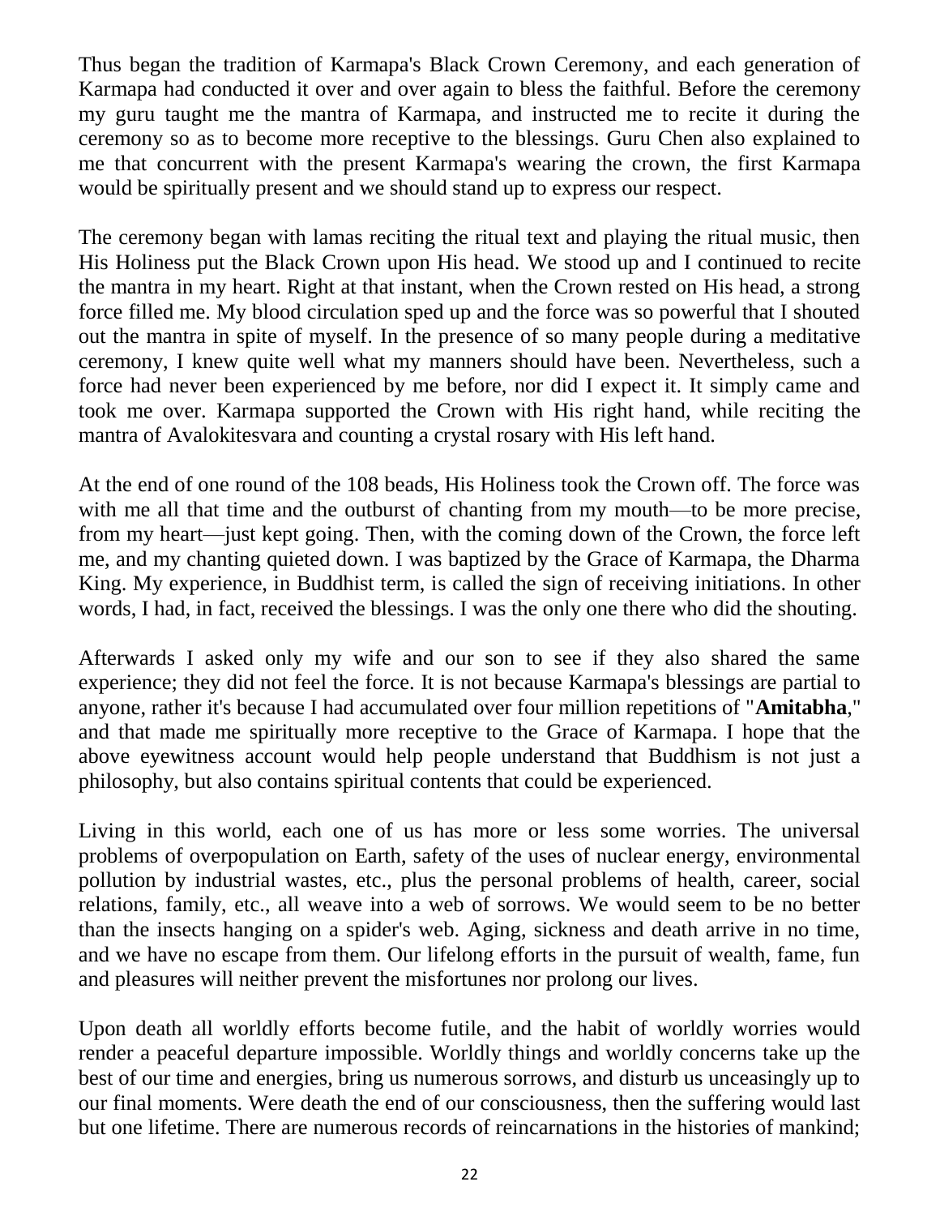Thus began the tradition of Karmapa's Black Crown Ceremony, and each generation of Karmapa had conducted it over and over again to bless the faithful. Before the ceremony my guru taught me the mantra of Karmapa, and instructed me to recite it during the ceremony so as to become more receptive to the blessings. Guru Chen also explained to me that concurrent with the present Karmapa's wearing the crown, the first Karmapa would be spiritually present and we should stand up to express our respect.

The ceremony began with lamas reciting the ritual text and playing the ritual music, then His Holiness put the Black Crown upon His head. We stood up and I continued to recite the mantra in my heart. Right at that instant, when the Crown rested on His head, a strong force filled me. My blood circulation sped up and the force was so powerful that I shouted out the mantra in spite of myself. In the presence of so many people during a meditative ceremony, I knew quite well what my manners should have been. Nevertheless, such a force had never been experienced by me before, nor did I expect it. It simply came and took me over. Karmapa supported the Crown with His right hand, while reciting the mantra of Avalokitesvara and counting a crystal rosary with His left hand.

At the end of one round of the 108 beads, His Holiness took the Crown off. The force was with me all that time and the outburst of chanting from my mouth—to be more precise, from my heart—just kept going. Then, with the coming down of the Crown, the force left me, and my chanting quieted down. I was baptized by the Grace of Karmapa, the Dharma King. My experience, in Buddhist term, is called the sign of receiving initiations. In other words, I had, in fact, received the blessings. I was the only one there who did the shouting.

Afterwards I asked only my wife and our son to see if they also shared the same experience; they did not feel the force. It is not because Karmapa's blessings are partial to anyone, rather it's because I had accumulated over four million repetitions of "**Amitabha**," and that made me spiritually more receptive to the Grace of Karmapa. I hope that the above eyewitness account would help people understand that Buddhism is not just a philosophy, but also contains spiritual contents that could be experienced.

Living in this world, each one of us has more or less some worries. The universal problems of overpopulation on Earth, safety of the uses of nuclear energy, environmental pollution by industrial wastes, etc., plus the personal problems of health, career, social relations, family, etc., all weave into a web of sorrows. We would seem to be no better than the insects hanging on a spider's web. Aging, sickness and death arrive in no time, and we have no escape from them. Our lifelong efforts in the pursuit of wealth, fame, fun and pleasures will neither prevent the misfortunes nor prolong our lives.

Upon death all worldly efforts become futile, and the habit of worldly worries would render a peaceful departure impossible. Worldly things and worldly concerns take up the best of our time and energies, bring us numerous sorrows, and disturb us unceasingly up to our final moments. Were death the end of our consciousness, then the suffering would last but one lifetime. There are numerous records of reincarnations in the histories of mankind;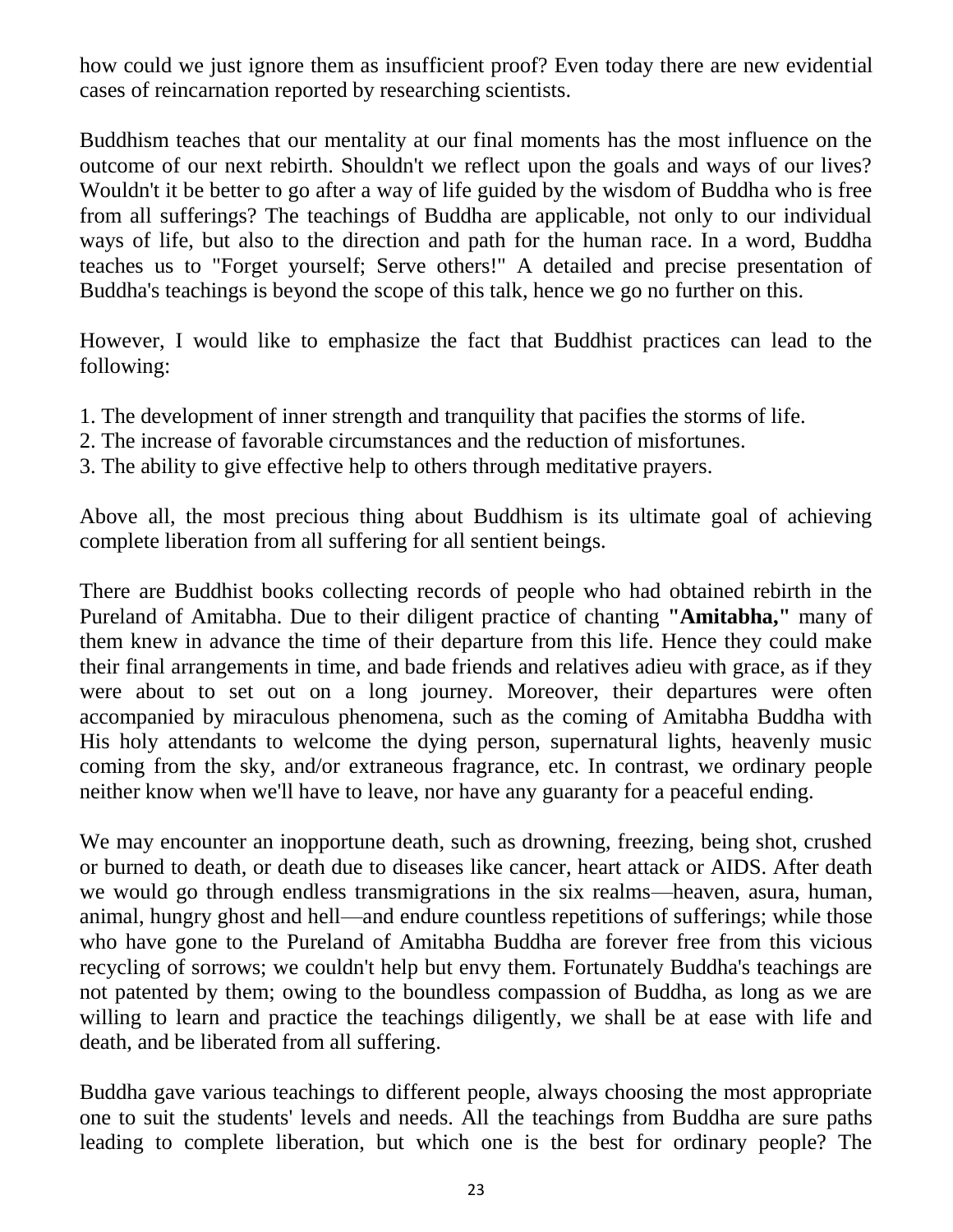how could we just ignore them as insufficient proof? Even today there are new evidential cases of reincarnation reported by researching scientists.

Buddhism teaches that our mentality at our final moments has the most influence on the outcome of our next rebirth. Shouldn't we reflect upon the goals and ways of our lives? Wouldn't it be better to go after a way of life guided by the wisdom of Buddha who is free from all sufferings? The teachings of Buddha are applicable, not only to our individual ways of life, but also to the direction and path for the human race. In a word, Buddha teaches us to "Forget yourself; Serve others!" A detailed and precise presentation of Buddha's teachings is beyond the scope of this talk, hence we go no further on this.

However, I would like to emphasize the fact that Buddhist practices can lead to the following:

1. The development of inner strength and tranquility that pacifies the storms of life.
2. The increase of favorable circumstances and the reduction of misfortunes.
3. The ability to give effective help to others through meditative prayers.

Above all, the most precious thing about Buddhism is its ultimate goal of achieving complete liberation from all suffering for all sentient beings.

There are Buddhist books collecting records of people who had obtained rebirth in the Pureland of Amitabha. Due to their diligent practice of chanting **"Amitabha,"** many of them knew in advance the time of their departure from this life. Hence they could make their final arrangements in time, and bade friends and relatives adieu with grace, as if they were about to set out on a long journey. Moreover, their departures were often accompanied by miraculous phenomena, such as the coming of Amitabha Buddha with His holy attendants to welcome the dying person, supernatural lights, heavenly music coming from the sky, and/or extraneous fragrance, etc. In contrast, we ordinary people neither know when we'll have to leave, nor have any guaranty for a peaceful ending.

We may encounter an inopportune death, such as drowning, freezing, being shot, crushed or burned to death, or death due to diseases like cancer, heart attack or AIDS. After death we would go through endless transmigrations in the six realms—heaven, asura, human, animal, hungry ghost and hell—and endure countless repetitions of sufferings; while those who have gone to the Pureland of Amitabha Buddha are forever free from this vicious recycling of sorrows; we couldn't help but envy them. Fortunately Buddha's teachings are not patented by them; owing to the boundless compassion of Buddha, as long as we are willing to learn and practice the teachings diligently, we shall be at ease with life and death, and be liberated from all suffering.

Buddha gave various teachings to different people, always choosing the most appropriate one to suit the students' levels and needs. All the teachings from Buddha are sure paths leading to complete liberation, but which one is the best for ordinary people? The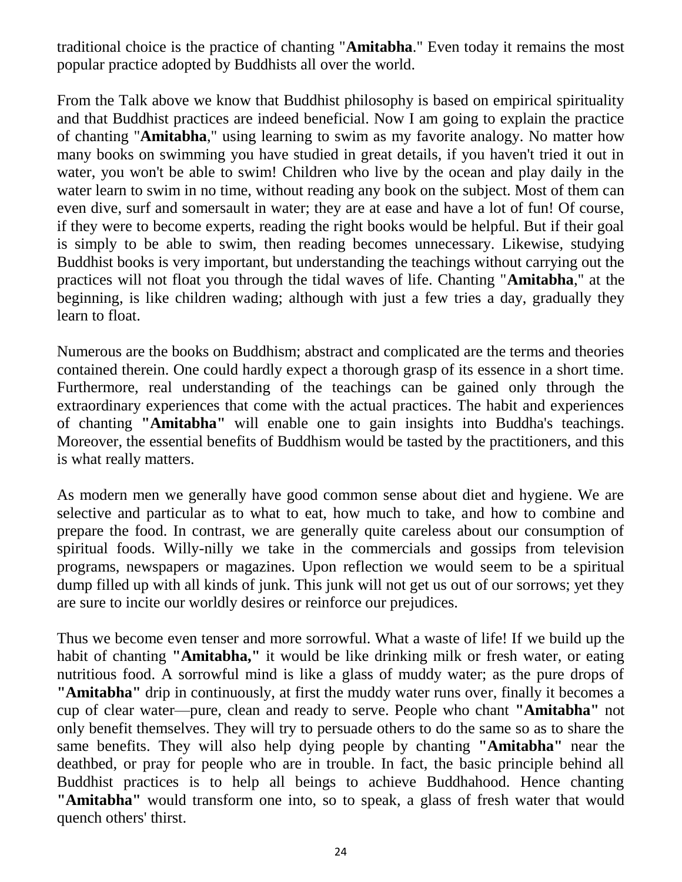traditional choice is the practice of chanting "**Amitabha**." Even today it remains the most popular practice adopted by Buddhists all over the world.

From the Talk above we know that Buddhist philosophy is based on empirical spirituality and that Buddhist practices are indeed beneficial. Now I am going to explain the practice of chanting "**Amitabha**," using learning to swim as my favorite analogy. No matter how many books on swimming you have studied in great details, if you haven't tried it out in water, you won't be able to swim! Children who live by the ocean and play daily in the water learn to swim in no time, without reading any book on the subject. Most of them can even dive, surf and somersault in water; they are at ease and have a lot of fun! Of course, if they were to become experts, reading the right books would be helpful. But if their goal is simply to be able to swim, then reading becomes unnecessary. Likewise, studying Buddhist books is very important, but understanding the teachings without carrying out the practices will not float you through the tidal waves of life. Chanting "**Amitabha**," at the beginning, is like children wading; although with just a few tries a day, gradually they learn to float.

Numerous are the books on Buddhism; abstract and complicated are the terms and theories contained therein. One could hardly expect a thorough grasp of its essence in a short time. Furthermore, real understanding of the teachings can be gained only through the extraordinary experiences that come with the actual practices. The habit and experiences of chanting **"Amitabha"** will enable one to gain insights into Buddha's teachings. Moreover, the essential benefits of Buddhism would be tasted by the practitioners, and this is what really matters.

As modern men we generally have good common sense about diet and hygiene. We are selective and particular as to what to eat, how much to take, and how to combine and prepare the food. In contrast, we are generally quite careless about our consumption of spiritual foods. Willy-nilly we take in the commercials and gossips from television programs, newspapers or magazines. Upon reflection we would seem to be a spiritual dump filled up with all kinds of junk. This junk will not get us out of our sorrows; yet they are sure to incite our worldly desires or reinforce our prejudices.

Thus we become even tenser and more sorrowful. What a waste of life! If we build up the habit of chanting **"Amitabha,"** it would be like drinking milk or fresh water, or eating nutritious food. A sorrowful mind is like a glass of muddy water; as the pure drops of **"Amitabha"** drip in continuously, at first the muddy water runs over, finally it becomes a cup of clear water—pure, clean and ready to serve. People who chant **"Amitabha"** not only benefit themselves. They will try to persuade others to do the same so as to share the same benefits. They will also help dying people by chanting **"Amitabha"** near the deathbed, or pray for people who are in trouble. In fact, the basic principle behind all Buddhist practices is to help all beings to achieve Buddhahood. Hence chanting **"Amitabha"** would transform one into, so to speak, a glass of fresh water that would quench others' thirst.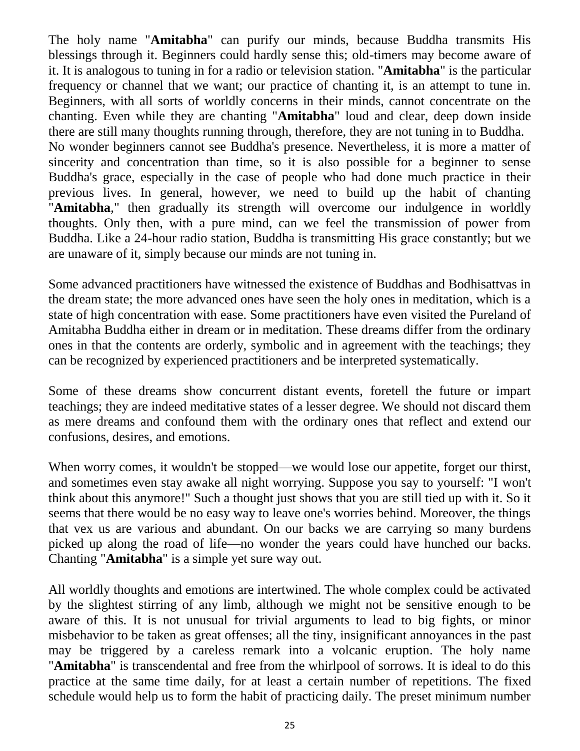The holy name "**Amitabha**" can purify our minds, because Buddha transmits His blessings through it. Beginners could hardly sense this; old-timers may become aware of it. It is analogous to tuning in for a radio or television station. "**Amitabha**" is the particular frequency or channel that we want; our practice of chanting it, is an attempt to tune in. Beginners, with all sorts of worldly concerns in their minds, cannot concentrate on the chanting. Even while they are chanting "**Amitabha**" loud and clear, deep down inside there are still many thoughts running through, therefore, they are not tuning in to Buddha. No wonder beginners cannot see Buddha's presence. Nevertheless, it is more a matter of sincerity and concentration than time, so it is also possible for a beginner to sense Buddha's grace, especially in the case of people who had done much practice in their previous lives. In general, however, we need to build up the habit of chanting "**Amitabha**," then gradually its strength will overcome our indulgence in worldly thoughts. Only then, with a pure mind, can we feel the transmission of power from Buddha. Like a 24-hour radio station, Buddha is transmitting His grace constantly; but we are unaware of it, simply because our minds are not tuning in.

Some advanced practitioners have witnessed the existence of Buddhas and Bodhisattvas in the dream state; the more advanced ones have seen the holy ones in meditation, which is a state of high concentration with ease. Some practitioners have even visited the Pureland of Amitabha Buddha either in dream or in meditation. These dreams differ from the ordinary ones in that the contents are orderly, symbolic and in agreement with the teachings; they can be recognized by experienced practitioners and be interpreted systematically.

Some of these dreams show concurrent distant events, foretell the future or impart teachings; they are indeed meditative states of a lesser degree. We should not discard them as mere dreams and confound them with the ordinary ones that reflect and extend our confusions, desires, and emotions.

When worry comes, it wouldn't be stopped—we would lose our appetite, forget our thirst, and sometimes even stay awake all night worrying. Suppose you say to yourself: "I won't think about this anymore!" Such a thought just shows that you are still tied up with it. So it seems that there would be no easy way to leave one's worries behind. Moreover, the things that vex us are various and abundant. On our backs we are carrying so many burdens picked up along the road of life—no wonder the years could have hunched our backs. Chanting "**Amitabha**" is a simple yet sure way out.

All worldly thoughts and emotions are intertwined. The whole complex could be activated by the slightest stirring of any limb, although we might not be sensitive enough to be aware of this. It is not unusual for trivial arguments to lead to big fights, or minor misbehavior to be taken as great offenses; all the tiny, insignificant annoyances in the past may be triggered by a careless remark into a volcanic eruption. The holy name "**Amitabha**" is transcendental and free from the whirlpool of sorrows. It is ideal to do this practice at the same time daily, for at least a certain number of repetitions. The fixed schedule would help us to form the habit of practicing daily. The preset minimum number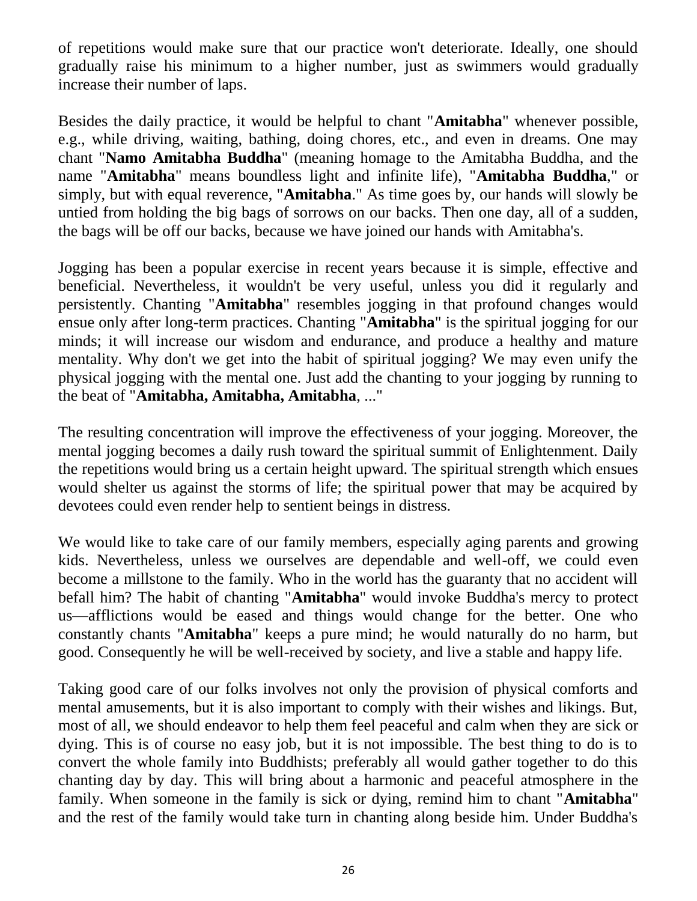of repetitions would make sure that our practice won't deteriorate. Ideally, one should gradually raise his minimum to a higher number, just as swimmers would gradually increase their number of laps.

Besides the daily practice, it would be helpful to chant "**Amitabha**" whenever possible, e.g., while driving, waiting, bathing, doing chores, etc., and even in dreams. One may chant "**Namo Amitabha Buddha**" (meaning homage to the Amitabha Buddha, and the name "**Amitabha**" means boundless light and infinite life), "**Amitabha Buddha**," or simply, but with equal reverence, "**Amitabha**." As time goes by, our hands will slowly be untied from holding the big bags of sorrows on our backs. Then one day, all of a sudden, the bags will be off our backs, because we have joined our hands with Amitabha's.

Jogging has been a popular exercise in recent years because it is simple, effective and beneficial. Nevertheless, it wouldn't be very useful, unless you did it regularly and persistently. Chanting "**Amitabha**" resembles jogging in that profound changes would ensue only after long-term practices. Chanting "**Amitabha**" is the spiritual jogging for our minds; it will increase our wisdom and endurance, and produce a healthy and mature mentality. Why don't we get into the habit of spiritual jogging? We may even unify the physical jogging with the mental one. Just add the chanting to your jogging by running to the beat of "**Amitabha, Amitabha, Amitabha**, ..."

The resulting concentration will improve the effectiveness of your jogging. Moreover, the mental jogging becomes a daily rush toward the spiritual summit of Enlightenment. Daily the repetitions would bring us a certain height upward. The spiritual strength which ensues would shelter us against the storms of life; the spiritual power that may be acquired by devotees could even render help to sentient beings in distress.

We would like to take care of our family members, especially aging parents and growing kids. Nevertheless, unless we ourselves are dependable and well-off, we could even become a millstone to the family. Who in the world has the guaranty that no accident will befall him? The habit of chanting "**Amitabha**" would invoke Buddha's mercy to protect us—afflictions would be eased and things would change for the better. One who constantly chants "**Amitabha**" keeps a pure mind; he would naturally do no harm, but good. Consequently he will be well-received by society, and live a stable and happy life.

Taking good care of our folks involves not only the provision of physical comforts and mental amusements, but it is also important to comply with their wishes and likings. But, most of all, we should endeavor to help them feel peaceful and calm when they are sick or dying. This is of course no easy job, but it is not impossible. The best thing to do is to convert the whole family into Buddhists; preferably all would gather together to do this chanting day by day. This will bring about a harmonic and peaceful atmosphere in the family. When someone in the family is sick or dying, remind him to chant "**Amitabha**" and the rest of the family would take turn in chanting along beside him. Under Buddha's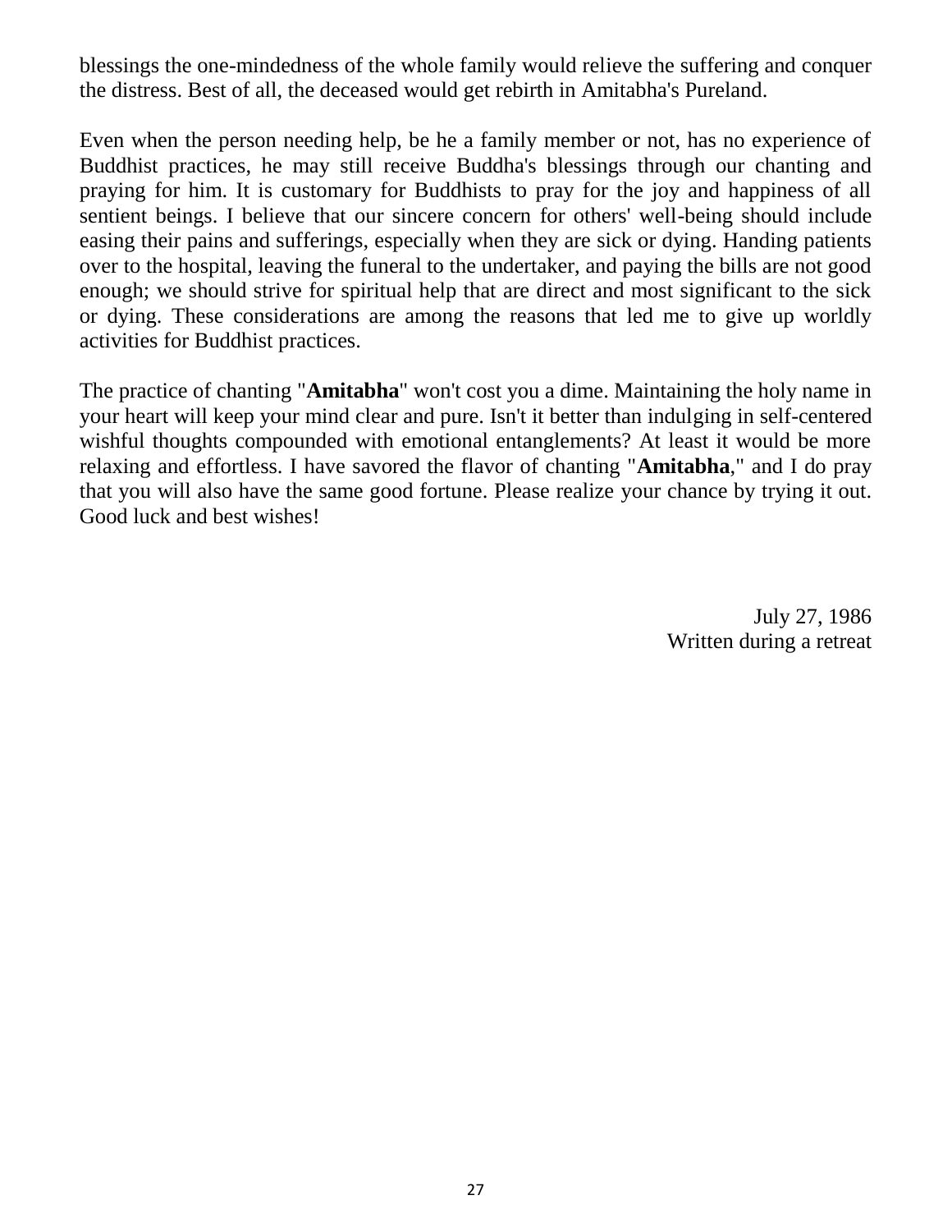blessings the one-mindedness of the whole family would relieve the suffering and conquer the distress. Best of all, the deceased would get rebirth in Amitabha's Pureland.

Even when the person needing help, be he a family member or not, has no experience of Buddhist practices, he may still receive Buddha's blessings through our chanting and praying for him. It is customary for Buddhists to pray for the joy and happiness of all sentient beings. I believe that our sincere concern for others' well-being should include easing their pains and sufferings, especially when they are sick or dying. Handing patients over to the hospital, leaving the funeral to the undertaker, and paying the bills are not good enough; we should strive for spiritual help that are direct and most significant to the sick or dying. These considerations are among the reasons that led me to give up worldly activities for Buddhist practices.

The practice of chanting "**Amitabha**" won't cost you a dime. Maintaining the holy name in your heart will keep your mind clear and pure. Isn't it better than indulging in self-centered wishful thoughts compounded with emotional entanglements? At least it would be more relaxing and effortless. I have savored the flavor of chanting "**Amitabha**," and I do pray that you will also have the same good fortune. Please realize your chance by trying it out. Good luck and best wishes!

July 27, 1986
Written during a retreat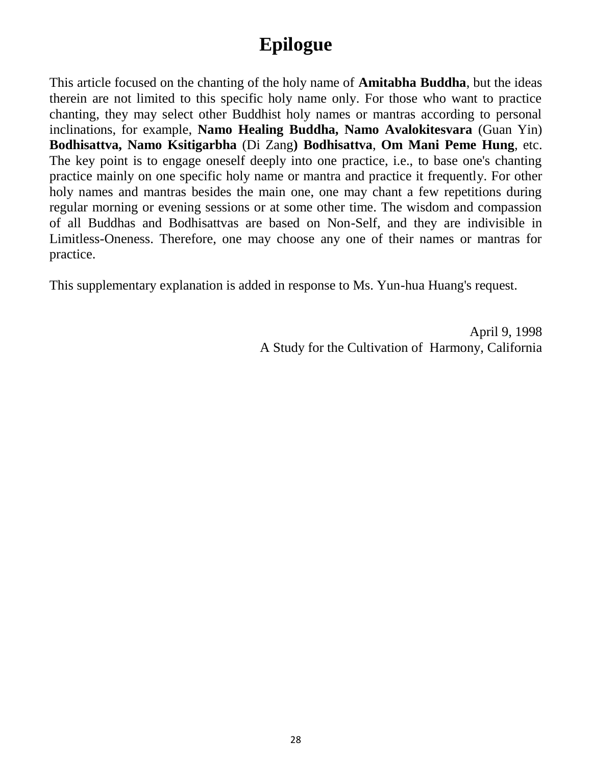# Epilogue

This article focused on the chanting of the holy name of **Amitabha Buddha**, but the ideas therein are not limited to this specific holy name only. For those who want to practice chanting, they may select other Buddhist holy names or mantras according to personal inclinations, for example, **Namo Healing Buddha, Namo Avalokitesvara** (Guan Yin) **Bodhisattva, Namo Ksitigarbha** (Di Zang**) Bodhisattva**, **Om Mani Peme Hung**, etc. The key point is to engage oneself deeply into one practice, i.e., to base one's chanting practice mainly on one specific holy name or mantra and practice it frequently. For other holy names and mantras besides the main one, one may chant a few repetitions during regular morning or evening sessions or at some other time. The wisdom and compassion of all Buddhas and Bodhisattvas are based on Non-Self, and they are indivisible in Limitless-Oneness. Therefore, one may choose any one of their names or mantras for practice.

This supplementary explanation is added in response to Ms. Yun-hua Huang's request.

April 9, 1998

A Study for the Cultivation of Harmony, California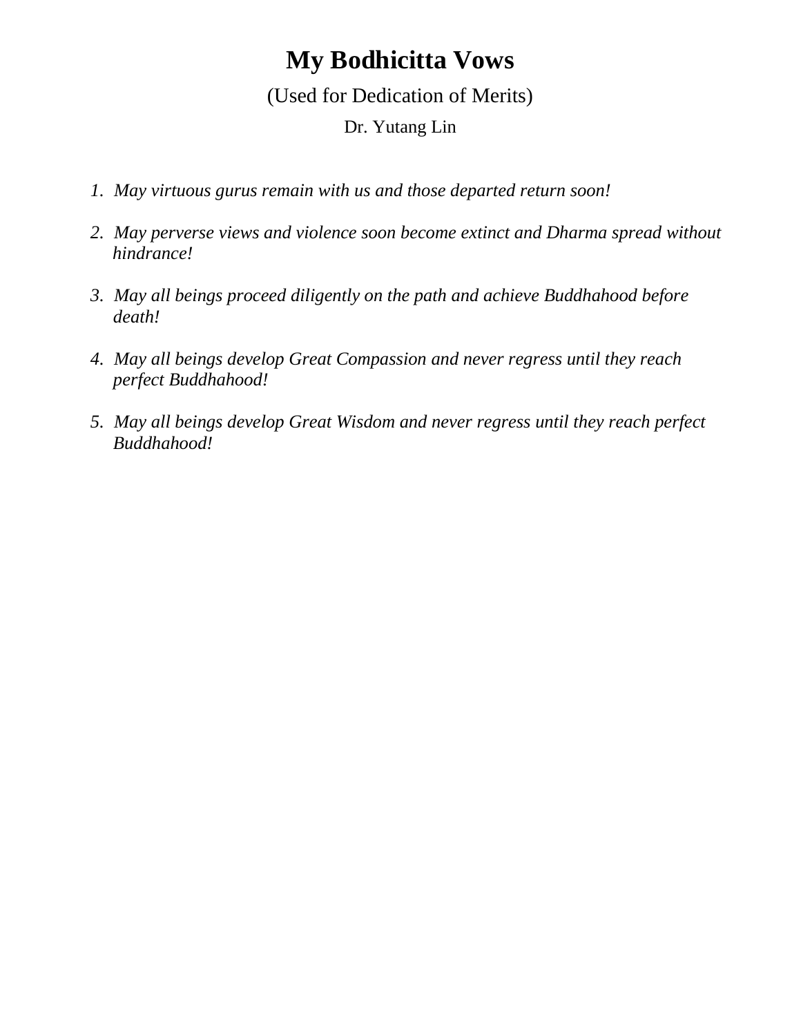# My Bodhicitta Vows

(Used for Dedication of Merits)

Dr. Yutang Lin

1. *May virtuous gurus remain with us and those departed return soon!*

2. *May perverse views and violence soon become extinct and Dharma spread without hindrance!*

3. *May all beings proceed diligently on the path and achieve Buddhahood before death!*

4. *May all beings develop Great Compassion and never regress until they reach perfect Buddhahood!*

5. *May all beings develop Great Wisdom and never regress until they reach perfect Buddhahood!*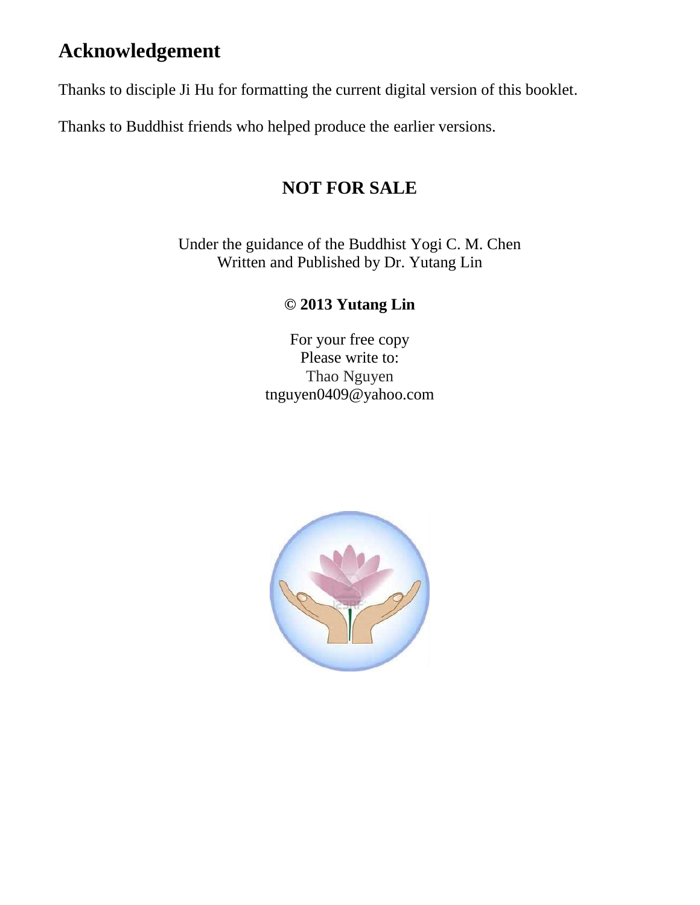# Acknowledgement

Thanks to disciple Ji Hu for formatting the current digital version of this booklet.

Thanks to Buddhist friends who helped produce the earlier versions.

**NOT FOR SALE**

Under the guidance of the Buddhist Yogi C. M. Chen
Written and Published by Dr. Yutang Lin

**© 2013 Yutang Lin**

For your free copy
Please write to:
Thao Nguyen
tnguyen0409@yahoo.com